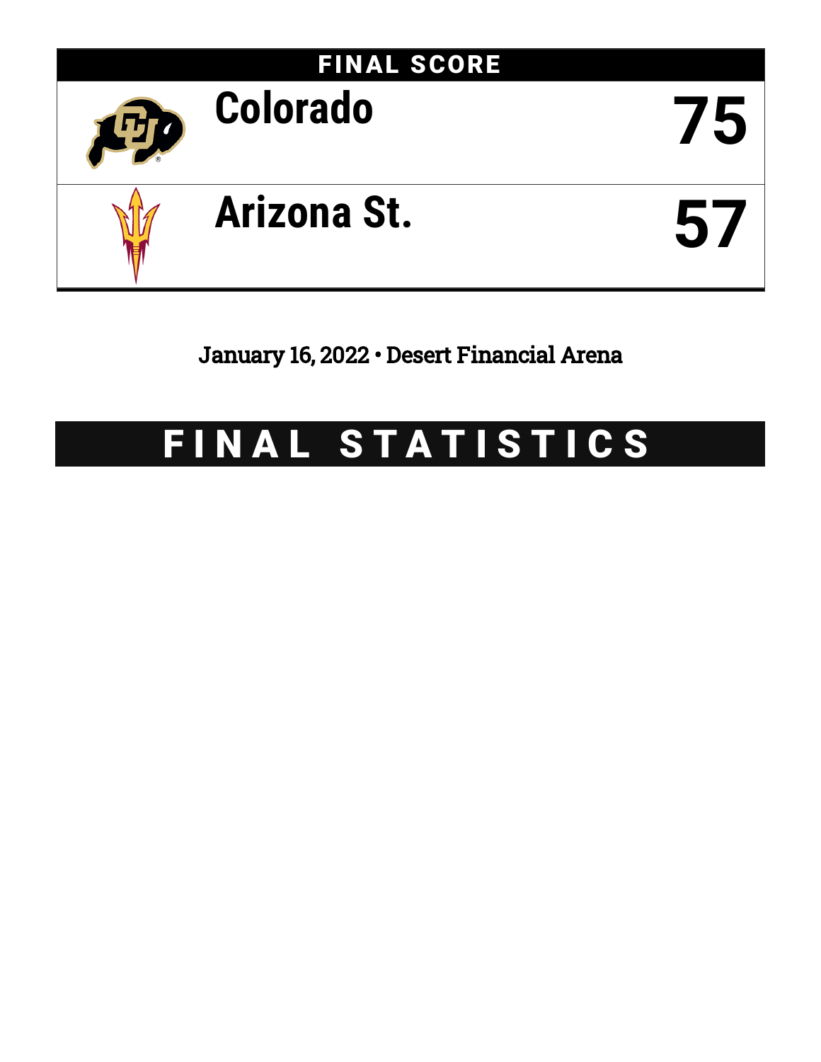## FINAL SCORE

| | |
|---|---|
| Colorado | 75 |
| Arizona St. | 57 |

January 16, 2022 • Desert Financial Arena

# FINAL STATISTICS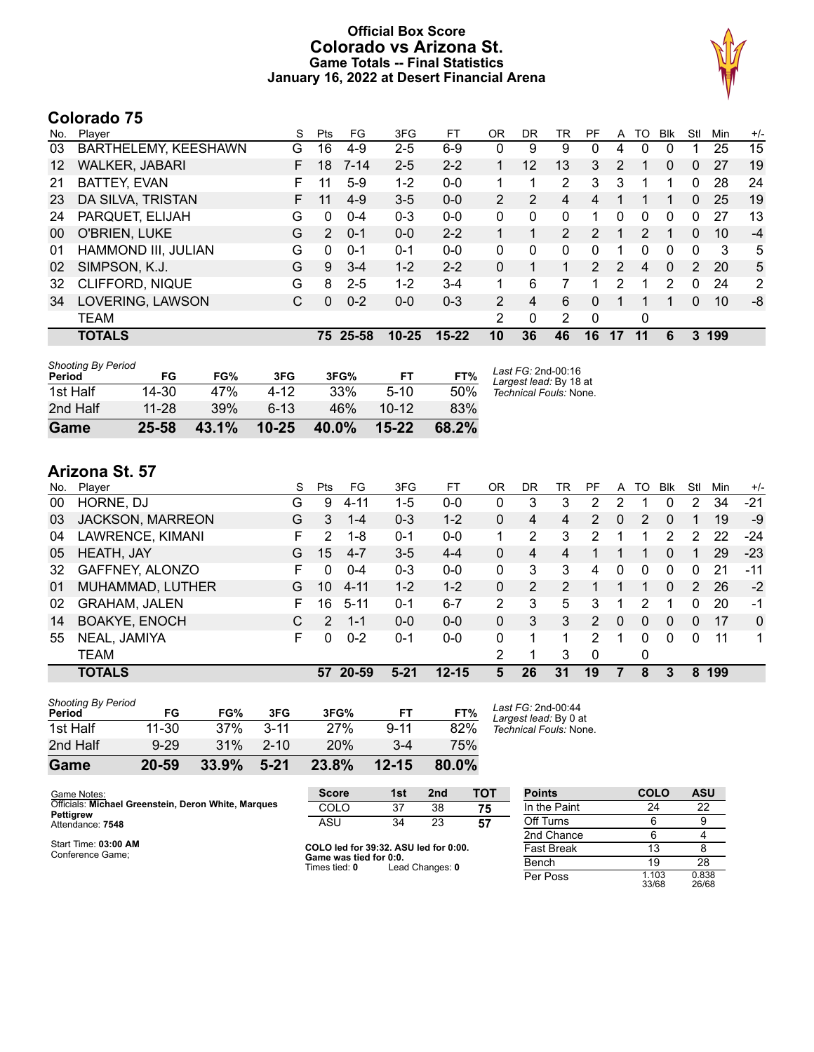# Official Box Score
# Colorado vs Arizona St.
## Game Totals -- Final Statistics
## January 16, 2022 at Desert Financial Arena

## Colorado 75

| No. | Player | S | Pts | FG | 3FG | FT | OR | DR | TR | PF | A | TO | Blk | Stl | Min | +/- |
|---|---|---|---|---|---|---|---|---|---|---|---|---|---|---|---|---|
| 03 | BARTHELEMY, KEESHAWN | G | 16 | 4-9 | 2-5 | 6-9 | 0 | 9 | 9 | 0 | 4 | 0 | 0 | 1 | 25 | 15 |
| 12 | WALKER, JABARI | F | 18 | 7-14 | 2-5 | 2-2 | 1 | 12 | 13 | 3 | 2 | 1 | 0 | 0 | 27 | 19 |
| 21 | BATTEY, EVAN | F | 11 | 5-9 | 1-2 | 0-0 | 1 | 1 | 2 | 3 | 3 | 1 | 1 | 0 | 28 | 24 |
| 23 | DA SILVA, TRISTAN | F | 11 | 4-9 | 3-5 | 0-0 | 2 | 2 | 4 | 4 | 1 | 1 | 1 | 0 | 25 | 19 |
| 24 | PARQUET, ELIJAH | G | 0 | 0-4 | 0-3 | 0-0 | 0 | 0 | 0 | 1 | 0 | 0 | 0 | 0 | 27 | 13 |
| 00 | O'BRIEN, LUKE | G | 2 | 0-1 | 0-0 | 2-2 | 1 | 1 | 2 | 2 | 1 | 2 | 1 | 0 | 10 | -4 |
| 01 | HAMMOND III, JULIAN | G | 0 | 0-1 | 0-1 | 0-0 | 0 | 0 | 0 | 0 | 1 | 0 | 0 | 0 | 3 | 5 |
| 02 | SIMPSON, K.J. | G | 9 | 3-4 | 1-2 | 2-2 | 0 | 1 | 1 | 2 | 2 | 4 | 0 | 2 | 20 | 5 |
| 32 | CLIFFORD, NIQUE | G | 8 | 2-5 | 1-2 | 3-4 | 1 | 6 | 7 | 1 | 2 | 1 | 2 | 0 | 24 | 2 |
| 34 | LOVERING, LAWSON | C | 0 | 0-2 | 0-0 | 0-3 | 2 | 4 | 6 | 0 | 1 | 1 | 1 | 0 | 10 | -8 |
| | TEAM | | | | | | 2 | 0 | 2 | 0 | | 0 | | | | |
| | **TOTALS** | | **75** | **25-58** | **10-25** | **15-22** | **10** | **36** | **46** | **16** | **17** | **11** | **6** | **3** | **199** | |

| Shooting By Period Period | FG | FG% | 3FG | 3FG% | FT | FT% |
|---|---|---|---|---|---|---|
| 1st Half | 14-30 | 47% | 4-12 | 33% | 5-10 | 50% |
| 2nd Half | 11-28 | 39% | 6-13 | 46% | 10-12 | 83% |
| **Game** | **25-58** | **43.1%** | **10-25** | **40.0%** | **15-22** | **68.2%** |

*Last FG:* 2nd-00:16
*Largest lead:* By 18 at
*Technical Fouls:* None.

## Arizona St. 57

| No. | Player | S | Pts | FG | 3FG | FT | OR | DR | TR | PF | A | TO | Blk | Stl | Min | +/- |
|---|---|---|---|---|---|---|---|---|---|---|---|---|---|---|---|---|
| 00 | HORNE, DJ | G | 9 | 4-11 | 1-5 | 0-0 | 0 | 3 | 3 | 2 | 2 | 1 | 0 | 2 | 34 | -21 |
| 03 | JACKSON, MARREON | G | 3 | 1-4 | 0-3 | 1-2 | 0 | 4 | 4 | 2 | 0 | 2 | 0 | 1 | 19 | -9 |
| 04 | LAWRENCE, KIMANI | F | 2 | 1-8 | 0-1 | 0-0 | 1 | 2 | 3 | 2 | 1 | 1 | 2 | 2 | 22 | -24 |
| 05 | HEATH, JAY | G | 15 | 4-7 | 3-5 | 4-4 | 0 | 4 | 4 | 1 | 1 | 1 | 0 | 1 | 29 | -23 |
| 32 | GAFFNEY, ALONZO | F | 0 | 0-4 | 0-3 | 0-0 | 0 | 3 | 3 | 4 | 0 | 0 | 0 | 0 | 21 | -11 |
| 01 | MUHAMMAD, LUTHER | G | 10 | 4-11 | 1-2 | 1-2 | 0 | 2 | 2 | 1 | 1 | 1 | 0 | 2 | 26 | -2 |
| 02 | GRAHAM, JALEN | F | 16 | 5-11 | 0-1 | 6-7 | 2 | 3 | 5 | 3 | 1 | 2 | 1 | 0 | 20 | -1 |
| 14 | BOAKYE, ENOCH | C | 2 | 1-1 | 0-0 | 0-0 | 0 | 3 | 3 | 2 | 0 | 0 | 0 | 0 | 17 | 0 |
| 55 | NEAL, JAMIYA | F | 0 | 0-2 | 0-1 | 0-0 | 0 | 1 | 1 | 2 | 1 | 0 | 0 | 0 | 11 | 1 |
| | TEAM | | | | | | 2 | 1 | 3 | 0 | | 0 | | | | |
| | **TOTALS** | | **57** | **20-59** | **5-21** | **12-15** | **5** | **26** | **31** | **19** | **7** | **8** | **3** | **8** | **199** | |

| Shooting By Period Period | FG | FG% | 3FG | 3FG% | FT | FT% |
|---|---|---|---|---|---|---|
| 1st Half | 11-30 | 37% | 3-11 | 27% | 9-11 | 82% |
| 2nd Half | 9-29 | 31% | 2-10 | 20% | 3-4 | 75% |
| **Game** | **20-59** | **33.9%** | **5-21** | **23.8%** | **12-15** | **80.0%** |

*Last FG:* 2nd-00:44
*Largest lead:* By 0 at
*Technical Fouls:* None.

Game Notes:
Officials: **Michael Greenstein, Deron White, Marques Pettigrew**
Attendance: **7548**

Start Time: **03:00 AM**
Conference Game;

| Score | 1st | 2nd | TOT |
|---|---|---|---|
| COLO | 37 | 38 | **75** |
| ASU | 34 | 23 | **57** |

**COLO led for 39:32. ASU led for 0:00.**
**Game was tied for 0:0.**
Times tied: **0** Lead Changes: **0**

| Points | COLO | ASU |
|---|---|---|
| In the Paint | 24 | 22 |
| Off Turns | 6 | 9 |
| 2nd Chance | 6 | 4 |
| Fast Break | 13 | 8 |
| Bench | 19 | 28 |
| Per Poss | 1.103 33/68 | 0.838 26/68 |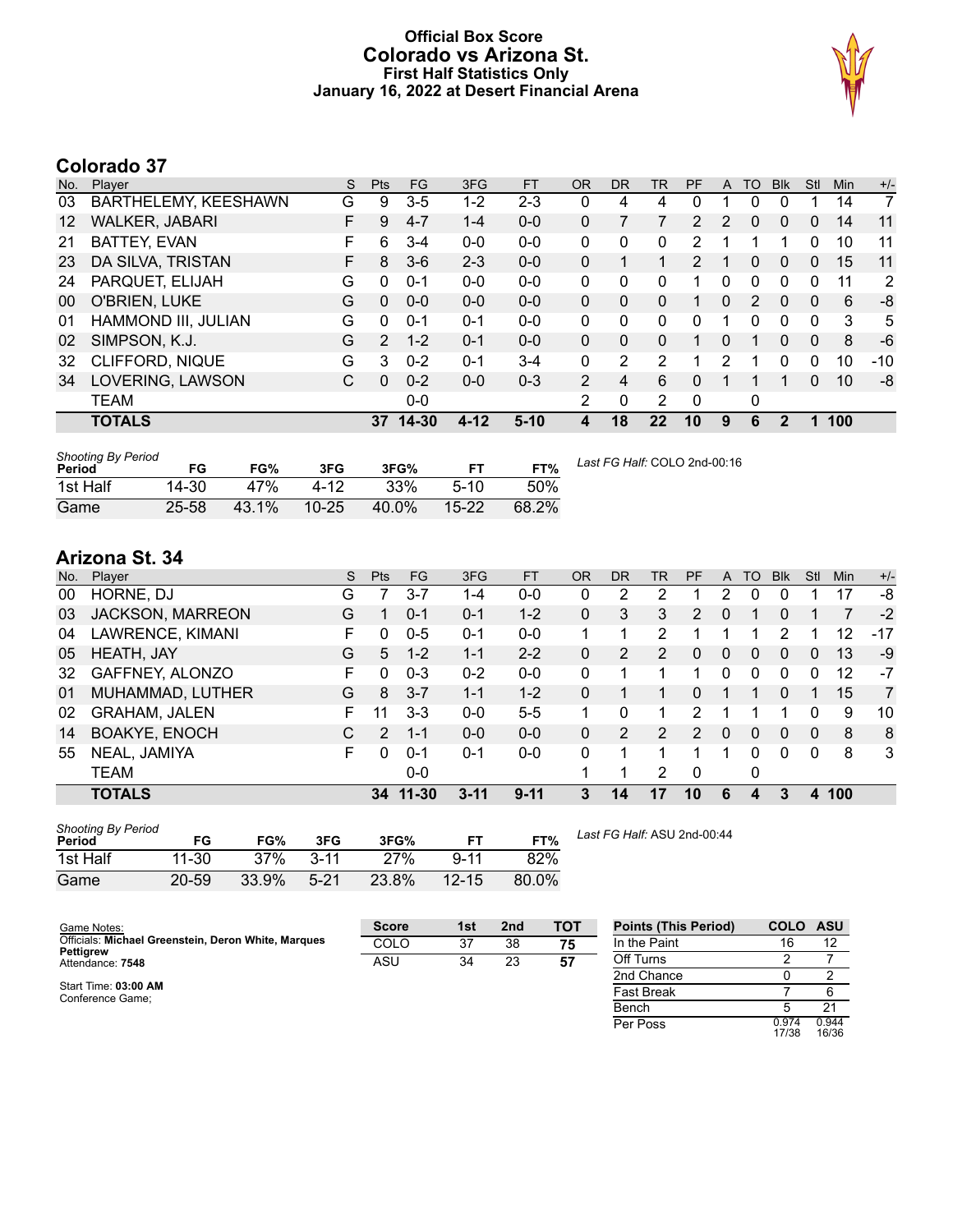# Official Box Score
## Colorado vs Arizona St.
### First Half Statistics Only
### January 16, 2022 at Desert Financial Arena

## Colorado 37

| No. | Player | S | Pts | FG | 3FG | FT | OR | DR | TR | PF | A | TO | Blk | Stl | Min | +/- |
|---|---|---|---|---|---|---|---|---|---|---|---|---|---|---|---|---|
| 03 | BARTHELEMY, KEESHAWN | G | 9 | 3-5 | 1-2 | 2-3 | 0 | 4 | 4 | 0 | 1 | 0 | 0 | 1 | 14 | 7 |
| 12 | WALKER, JABARI | F | 9 | 4-7 | 1-4 | 0-0 | 0 | 7 | 7 | 2 | 2 | 0 | 0 | 0 | 14 | 11 |
| 21 | BATTEY, EVAN | F | 6 | 3-4 | 0-0 | 0-0 | 0 | 0 | 0 | 2 | 1 | 1 | 1 | 0 | 10 | 11 |
| 23 | DA SILVA, TRISTAN | F | 8 | 3-6 | 2-3 | 0-0 | 0 | 1 | 1 | 2 | 1 | 0 | 0 | 0 | 15 | 11 |
| 24 | PARQUET, ELIJAH | G | 0 | 0-1 | 0-0 | 0-0 | 0 | 0 | 0 | 1 | 0 | 0 | 0 | 0 | 11 | 2 |
| 00 | O'BRIEN, LUKE | G | 0 | 0-0 | 0-0 | 0-0 | 0 | 0 | 0 | 1 | 0 | 2 | 0 | 0 | 6 | -8 |
| 01 | HAMMOND III, JULIAN | G | 0 | 0-1 | 0-1 | 0-0 | 0 | 0 | 0 | 0 | 1 | 0 | 0 | 0 | 3 | 5 |
| 02 | SIMPSON, K.J. | G | 2 | 1-2 | 0-1 | 0-0 | 0 | 0 | 0 | 1 | 0 | 1 | 0 | 0 | 8 | -6 |
| 32 | CLIFFORD, NIQUE | G | 3 | 0-2 | 0-1 | 3-4 | 0 | 2 | 2 | 1 | 2 | 1 | 0 | 0 | 10 | -10 |
| 34 | LOVERING, LAWSON | C | 0 | 0-2 | 0-0 | 0-3 | 2 | 4 | 6 | 0 | 1 | 1 | 1 | 0 | 10 | -8 |
| | TEAM | | | 0-0 | | | 2 | 0 | 2 | 0 | | 0 | | | | |
| | **TOTALS** | | **37** | **14-30** | **4-12** | **5-10** | **4** | **18** | **22** | **10** | **9** | **6** | **2** | **1** | **100** | |

| Shooting By Period Period | FG | FG% | 3FG | 3FG% | FT | FT% |
|---|---|---|---|---|---|---|
| 1st Half | 14-30 | 47% | 4-12 | 33% | 5-10 | 50% |
| Game | 25-58 | 43.1% | 10-25 | 40.0% | 15-22 | 68.2% |

*Last FG Half:* COLO 2nd-00:16

## Arizona St. 34

| No. | Player | S | Pts | FG | 3FG | FT | OR | DR | TR | PF | A | TO | Blk | Stl | Min | +/- |
|---|---|---|---|---|---|---|---|---|---|---|---|---|---|---|---|---|
| 00 | HORNE, DJ | G | 7 | 3-7 | 1-4 | 0-0 | 0 | 2 | 2 | 1 | 2 | 0 | 0 | 1 | 17 | -8 |
| 03 | JACKSON, MARREON | G | 1 | 0-1 | 0-1 | 1-2 | 0 | 3 | 3 | 2 | 0 | 1 | 0 | 1 | 7 | -2 |
| 04 | LAWRENCE, KIMANI | F | 0 | 0-5 | 0-1 | 0-0 | 1 | 1 | 2 | 1 | 1 | 1 | 2 | 1 | 12 | -17 |
| 05 | HEATH, JAY | G | 5 | 1-2 | 1-1 | 2-2 | 0 | 2 | 2 | 0 | 0 | 0 | 0 | 0 | 13 | -9 |
| 32 | GAFFNEY, ALONZO | F | 0 | 0-3 | 0-2 | 0-0 | 0 | 1 | 1 | 1 | 0 | 0 | 0 | 0 | 12 | -7 |
| 01 | MUHAMMAD, LUTHER | G | 8 | 3-7 | 1-1 | 1-2 | 0 | 1 | 1 | 0 | 1 | 1 | 0 | 1 | 15 | 7 |
| 02 | GRAHAM, JALEN | F | 11 | 3-3 | 0-0 | 5-5 | 1 | 0 | 1 | 2 | 1 | 1 | 1 | 0 | 9 | 10 |
| 14 | BOAKYE, ENOCH | C | 2 | 1-1 | 0-0 | 0-0 | 0 | 2 | 2 | 2 | 0 | 0 | 0 | 0 | 8 | 8 |
| 55 | NEAL, JAMIYA | F | 0 | 0-1 | 0-1 | 0-0 | 0 | 1 | 1 | 1 | 1 | 0 | 0 | 0 | 8 | 3 |
| | TEAM | | | 0-0 | | | 1 | 1 | 2 | 0 | | 0 | | | | |
| | **TOTALS** | | **34** | **11-30** | **3-11** | **9-11** | **3** | **14** | **17** | **10** | **6** | **4** | **3** | **4** | **100** | |

| Shooting By Period Period | FG | FG% | 3FG | 3FG% | FT | FT% |
|---|---|---|---|---|---|---|
| 1st Half | 11-30 | 37% | 3-11 | 27% | 9-11 | 82% |
| Game | 20-59 | 33.9% | 5-21 | 23.8% | 12-15 | 80.0% |

*Last FG Half:* ASU 2nd-00:44

Game Notes:
Officials: **Michael Greenstein, Deron White, Marques Pettigrew**
Attendance: **7548**

Start Time: **03:00 AM**
Conference Game;

| Score | 1st | 2nd | TOT |
|---|---|---|---|
| COLO | 37 | 38 | **75** |
| ASU | 34 | 23 | **57** |

| Points (This Period) | COLO | ASU |
|---|---|---|
| In the Paint | 16 | 12 |
| Off Turns | 2 | 7 |
| 2nd Chance | 0 | 2 |
| Fast Break | 7 | 6 |
| Bench | 5 | 21 |
| Per Poss | 0.974 17/38 | 0.944 16/36 |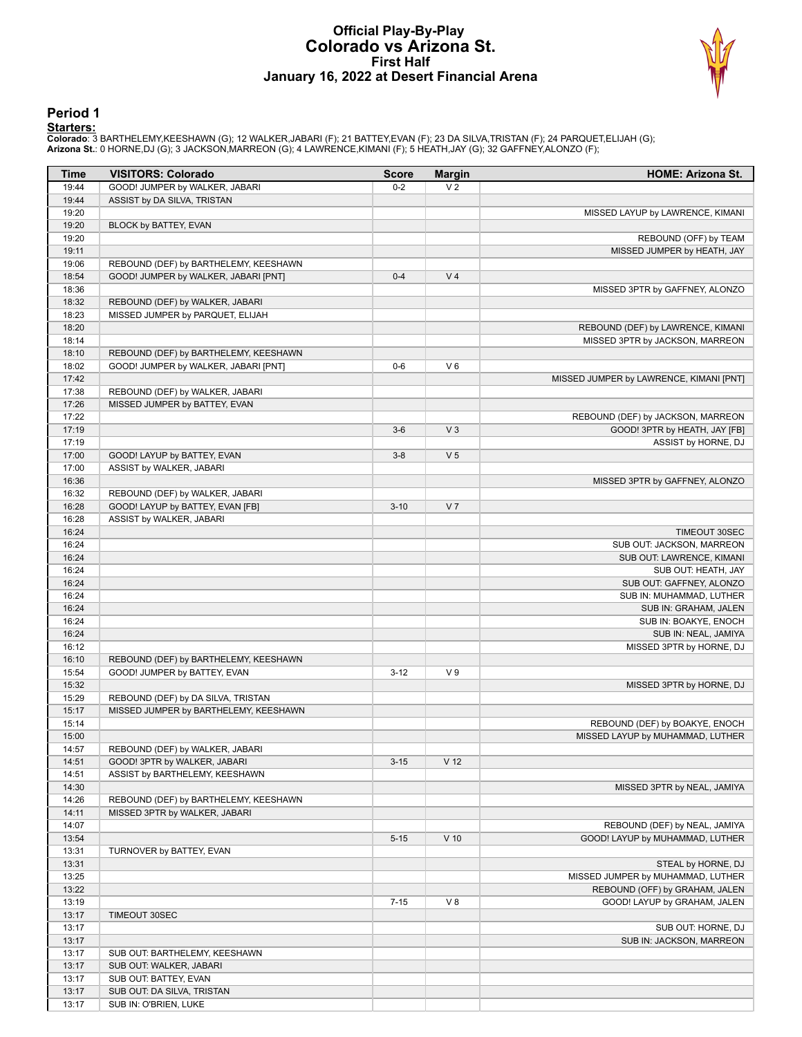# Official Play-By-Play
## Colorado vs Arizona St.
### First Half
### January 16, 2022 at Desert Financial Arena

## Period 1

**Starters:**

**Colorado**: 3 BARTHELEMY,KEESHAWN (G); 12 WALKER,JABARI (F); 21 BATTEY,EVAN (F); 23 DA SILVA,TRISTAN (F); 24 PARQUET,ELIJAH (G);
**Arizona St.**: 0 HORNE,DJ (G); 3 JACKSON,MARREON (G); 4 LAWRENCE,KIMANI (F); 5 HEATH,JAY (G); 32 GAFFNEY,ALONZO (F);

| Time | VISITORS: Colorado | Score | Margin | HOME: Arizona St. |
|---|---|---|---|---|
| 19:44 | GOOD! JUMPER by WALKER, JABARI | 0-2 | V 2 | |
| 19:44 | ASSIST by DA SILVA, TRISTAN | | | |
| 19:20 | | | | MISSED LAYUP by LAWRENCE, KIMANI |
| 19:20 | BLOCK by BATTEY, EVAN | | | |
| 19:20 | | | | REBOUND (OFF) by TEAM |
| 19:11 | | | | MISSED JUMPER by HEATH, JAY |
| 19:06 | REBOUND (DEF) by BARTHELEMY, KEESHAWN | | | |
| 18:54 | GOOD! JUMPER by WALKER, JABARI [PNT] | 0-4 | V 4 | |
| 18:36 | | | | MISSED 3PTR by GAFFNEY, ALONZO |
| 18:32 | REBOUND (DEF) by WALKER, JABARI | | | |
| 18:23 | MISSED JUMPER by PARQUET, ELIJAH | | | |
| 18:20 | | | | REBOUND (DEF) by LAWRENCE, KIMANI |
| 18:14 | | | | MISSED 3PTR by JACKSON, MARREON |
| 18:10 | REBOUND (DEF) by BARTHELEMY, KEESHAWN | | | |
| 18:02 | GOOD! JUMPER by WALKER, JABARI [PNT] | 0-6 | V 6 | |
| 17:42 | | | | MISSED JUMPER by LAWRENCE, KIMANI [PNT] |
| 17:38 | REBOUND (DEF) by WALKER, JABARI | | | |
| 17:26 | MISSED JUMPER by BATTEY, EVAN | | | |
| 17:22 | | | | REBOUND (DEF) by JACKSON, MARREON |
| 17:19 | | 3-6 | V 3 | GOOD! 3PTR by HEATH, JAY [FB] |
| 17:19 | | | | ASSIST by HORNE, DJ |
| 17:00 | GOOD! LAYUP by BATTEY, EVAN | 3-8 | V 5 | |
| 17:00 | ASSIST by WALKER, JABARI | | | |
| 16:36 | | | | MISSED 3PTR by GAFFNEY, ALONZO |
| 16:32 | REBOUND (DEF) by WALKER, JABARI | | | |
| 16:28 | GOOD! LAYUP by BATTEY, EVAN [FB] | 3-10 | V 7 | |
| 16:28 | ASSIST by WALKER, JABARI | | | |
| 16:24 | | | | TIMEOUT 30SEC |
| 16:24 | | | | SUB OUT: JACKSON, MARREON |
| 16:24 | | | | SUB OUT: LAWRENCE, KIMANI |
| 16:24 | | | | SUB OUT: HEATH, JAY |
| 16:24 | | | | SUB OUT: GAFFNEY, ALONZO |
| 16:24 | | | | SUB IN: MUHAMMAD, LUTHER |
| 16:24 | | | | SUB IN: GRAHAM, JALEN |
| 16:24 | | | | SUB IN: BOAKYE, ENOCH |
| 16:24 | | | | SUB IN: NEAL, JAMIYA |
| 16:12 | | | | MISSED 3PTR by HORNE, DJ |
| 16:10 | REBOUND (DEF) by BARTHELEMY, KEESHAWN | | | |
| 15:54 | GOOD! JUMPER by BATTEY, EVAN | 3-12 | V 9 | |
| 15:32 | | | | MISSED 3PTR by HORNE, DJ |
| 15:29 | REBOUND (DEF) by DA SILVA, TRISTAN | | | |
| 15:17 | MISSED JUMPER by BARTHELEMY, KEESHAWN | | | |
| 15:14 | | | | REBOUND (DEF) by BOAKYE, ENOCH |
| 15:00 | | | | MISSED LAYUP by MUHAMMAD, LUTHER |
| 14:57 | REBOUND (DEF) by WALKER, JABARI | | | |
| 14:51 | GOOD! 3PTR by WALKER, JABARI | 3-15 | V 12 | |
| 14:51 | ASSIST by BARTHELEMY, KEESHAWN | | | |
| 14:30 | | | | MISSED 3PTR by NEAL, JAMIYA |
| 14:26 | REBOUND (DEF) by BARTHELEMY, KEESHAWN | | | |
| 14:11 | MISSED 3PTR by WALKER, JABARI | | | |
| 14:07 | | | | REBOUND (DEF) by NEAL, JAMIYA |
| 13:54 | | 5-15 | V 10 | GOOD! LAYUP by MUHAMMAD, LUTHER |
| 13:31 | TURNOVER by BATTEY, EVAN | | | |
| 13:31 | | | | STEAL by HORNE, DJ |
| 13:25 | | | | MISSED JUMPER by MUHAMMAD, LUTHER |
| 13:22 | | | | REBOUND (OFF) by GRAHAM, JALEN |
| 13:19 | | 7-15 | V 8 | GOOD! LAYUP by GRAHAM, JALEN |
| 13:17 | TIMEOUT 30SEC | | | |
| 13:17 | | | | SUB OUT: HORNE, DJ |
| 13:17 | | | | SUB IN: JACKSON, MARREON |
| 13:17 | SUB OUT: BARTHELEMY, KEESHAWN | | | |
| 13:17 | SUB OUT: WALKER, JABARI | | | |
| 13:17 | SUB OUT: BATTEY, EVAN | | | |
| 13:17 | SUB OUT: DA SILVA, TRISTAN | | | |
| 13:17 | SUB IN: O'BRIEN, LUKE | | | |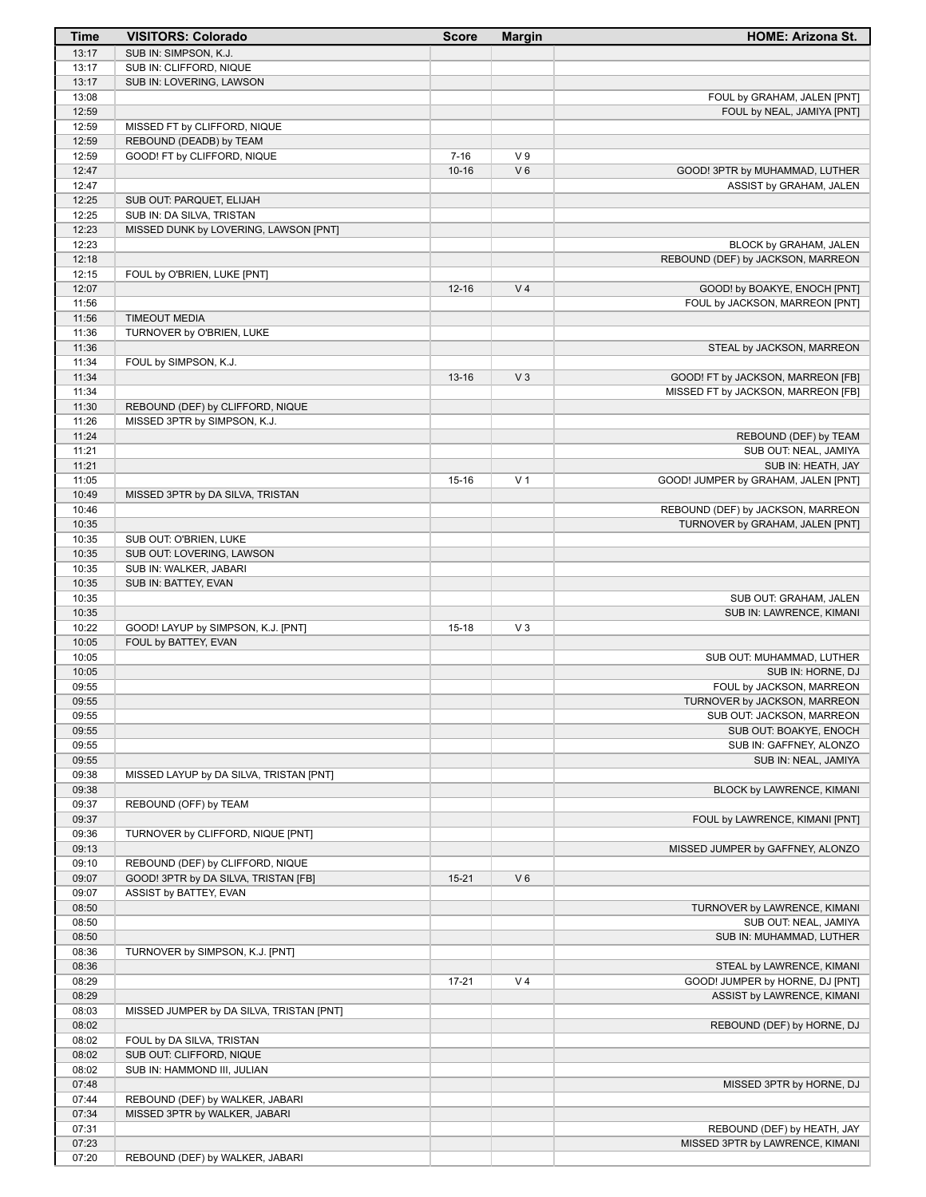| Time | VISITORS: Colorado | Score | Margin | HOME: Arizona St. |
|---|---|---|---|---|
| 13:17 | SUB IN: SIMPSON, K.J. | | | |
| 13:17 | SUB IN: CLIFFORD, NIQUE | | | |
| 13:17 | SUB IN: LOVERING, LAWSON | | | |
| 13:08 | | | | FOUL by GRAHAM, JALEN [PNT] |
| 12:59 | | | | FOUL by NEAL, JAMIYA [PNT] |
| 12:59 | MISSED FT by CLIFFORD, NIQUE | | | |
| 12:59 | REBOUND (DEADB) by TEAM | | | |
| 12:59 | GOOD! FT by CLIFFORD, NIQUE | 7-16 | V 9 | |
| 12:47 | | 10-16 | V 6 | GOOD! 3PTR by MUHAMMAD, LUTHER |
| 12:47 | | | | ASSIST by GRAHAM, JALEN |
| 12:25 | SUB OUT: PARQUET, ELIJAH | | | |
| 12:25 | SUB IN: DA SILVA, TRISTAN | | | |
| 12:23 | MISSED DUNK by LOVERING, LAWSON [PNT] | | | |
| 12:23 | | | | BLOCK by GRAHAM, JALEN |
| 12:18 | | | | REBOUND (DEF) by JACKSON, MARREON |
| 12:15 | FOUL by O'BRIEN, LUKE [PNT] | | | |
| 12:07 | | 12-16 | V 4 | GOOD! by BOAKYE, ENOCH [PNT] |
| 11:56 | | | | FOUL by JACKSON, MARREON [PNT] |
| 11:56 | TIMEOUT MEDIA | | | |
| 11:36 | TURNOVER by O'BRIEN, LUKE | | | |
| 11:36 | | | | STEAL by JACKSON, MARREON |
| 11:34 | FOUL by SIMPSON, K.J. | | | |
| 11:34 | | 13-16 | V 3 | GOOD! FT by JACKSON, MARREON [FB] |
| 11:34 | | | | MISSED FT by JACKSON, MARREON [FB] |
| 11:30 | REBOUND (DEF) by CLIFFORD, NIQUE | | | |
| 11:26 | MISSED 3PTR by SIMPSON, K.J. | | | |
| 11:24 | | | | REBOUND (DEF) by TEAM |
| 11:21 | | | | SUB OUT: NEAL, JAMIYA |
| 11:21 | | | | SUB IN: HEATH, JAY |
| 11:05 | | 15-16 | V 1 | GOOD! JUMPER by GRAHAM, JALEN [PNT] |
| 10:49 | MISSED 3PTR by DA SILVA, TRISTAN | | | |
| 10:46 | | | | REBOUND (DEF) by JACKSON, MARREON |
| 10:35 | | | | TURNOVER by GRAHAM, JALEN [PNT] |
| 10:35 | SUB OUT: O'BRIEN, LUKE | | | |
| 10:35 | SUB OUT: LOVERING, LAWSON | | | |
| 10:35 | SUB IN: WALKER, JABARI | | | |
| 10:35 | SUB IN: BATTEY, EVAN | | | |
| 10:35 | | | | SUB OUT: GRAHAM, JALEN |
| 10:35 | | | | SUB IN: LAWRENCE, KIMANI |
| 10:22 | GOOD! LAYUP by SIMPSON, K.J. [PNT] | 15-18 | V 3 | |
| 10:05 | FOUL by BATTEY, EVAN | | | |
| 10:05 | | | | SUB OUT: MUHAMMAD, LUTHER |
| 10:05 | | | | SUB IN: HORNE, DJ |
| 09:55 | | | | FOUL by JACKSON, MARREON |
| 09:55 | | | | TURNOVER by JACKSON, MARREON |
| 09:55 | | | | SUB OUT: JACKSON, MARREON |
| 09:55 | | | | SUB OUT: BOAKYE, ENOCH |
| 09:55 | | | | SUB IN: GAFFNEY, ALONZO |
| 09:55 | | | | SUB IN: NEAL, JAMIYA |
| 09:38 | MISSED LAYUP by DA SILVA, TRISTAN [PNT] | | | |
| 09:38 | | | | BLOCK by LAWRENCE, KIMANI |
| 09:37 | REBOUND (OFF) by TEAM | | | |
| 09:37 | | | | FOUL by LAWRENCE, KIMANI [PNT] |
| 09:36 | TURNOVER by CLIFFORD, NIQUE [PNT] | | | |
| 09:13 | | | | MISSED JUMPER by GAFFNEY, ALONZO |
| 09:10 | REBOUND (DEF) by CLIFFORD, NIQUE | | | |
| 09:07 | GOOD! 3PTR by DA SILVA, TRISTAN [FB] | 15-21 | V 6 | |
| 09:07 | ASSIST by BATTEY, EVAN | | | |
| 08:50 | | | | TURNOVER by LAWRENCE, KIMANI |
| 08:50 | | | | SUB OUT: NEAL, JAMIYA |
| 08:50 | | | | SUB IN: MUHAMMAD, LUTHER |
| 08:36 | TURNOVER by SIMPSON, K.J. [PNT] | | | |
| 08:36 | | | | STEAL by LAWRENCE, KIMANI |
| 08:29 | | 17-21 | V 4 | GOOD! JUMPER by HORNE, DJ [PNT] |
| 08:29 | | | | ASSIST by LAWRENCE, KIMANI |
| 08:03 | MISSED JUMPER by DA SILVA, TRISTAN [PNT] | | | |
| 08:02 | | | | REBOUND (DEF) by HORNE, DJ |
| 08:02 | FOUL by DA SILVA, TRISTAN | | | |
| 08:02 | SUB OUT: CLIFFORD, NIQUE | | | |
| 08:02 | SUB IN: HAMMOND III, JULIAN | | | |
| 07:48 | | | | MISSED 3PTR by HORNE, DJ |
| 07:44 | REBOUND (DEF) by WALKER, JABARI | | | |
| 07:34 | MISSED 3PTR by WALKER, JABARI | | | |
| 07:31 | | | | REBOUND (DEF) by HEATH, JAY |
| 07:23 | | | | MISSED 3PTR by LAWRENCE, KIMANI |
| 07:20 | REBOUND (DEF) by WALKER, JABARI | | | |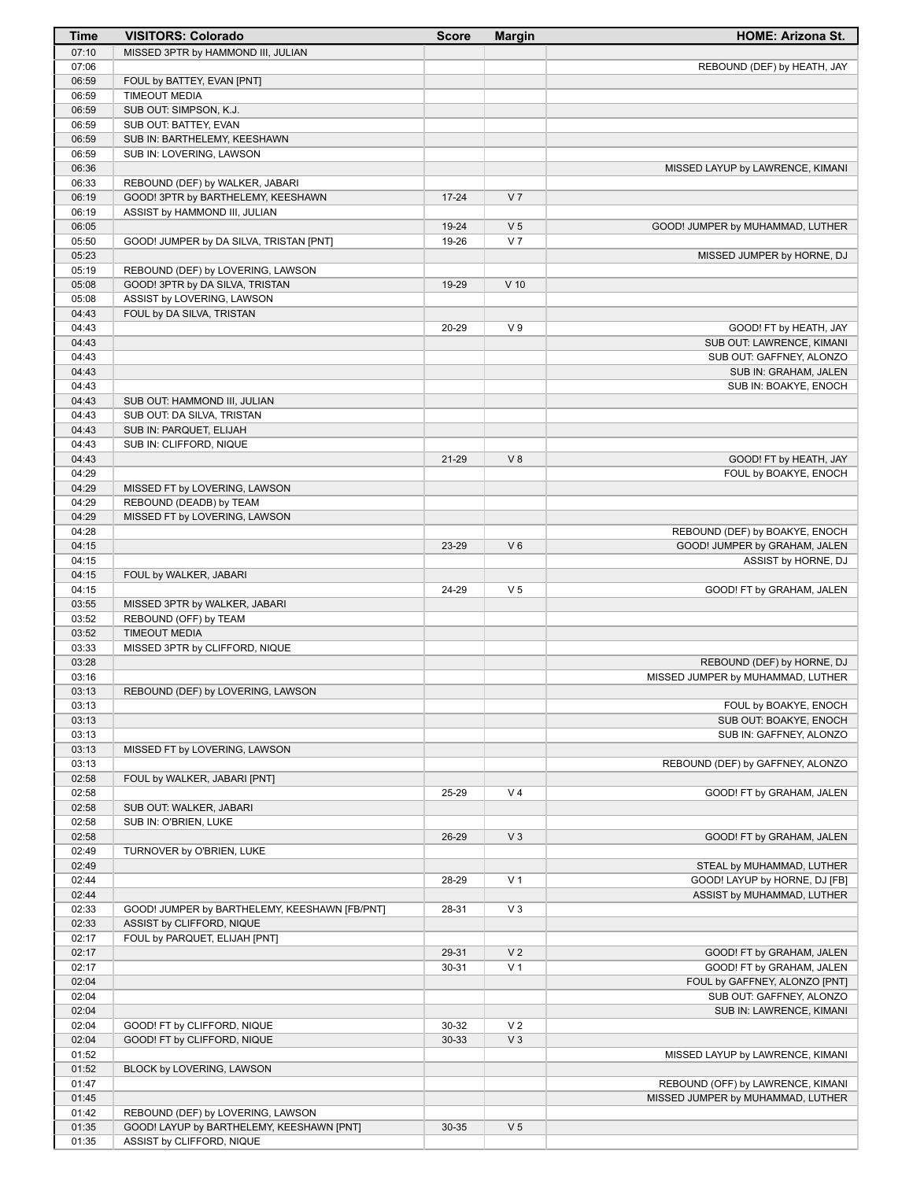| Time | VISITORS: Colorado | Score | Margin | HOME: Arizona St. |
|---|---|---|---|---|
| 07:10 | MISSED 3PTR by HAMMOND III, JULIAN | | | |
| 07:06 | | | | REBOUND (DEF) by HEATH, JAY |
| 06:59 | FOUL by BATTEY, EVAN [PNT] | | | |
| 06:59 | TIMEOUT MEDIA | | | |
| 06:59 | SUB OUT: SIMPSON, K.J. | | | |
| 06:59 | SUB OUT: BATTEY, EVAN | | | |
| 06:59 | SUB IN: BARTHELEMY, KEESHAWN | | | |
| 06:59 | SUB IN: LOVERING, LAWSON | | | |
| 06:36 | | | | MISSED LAYUP by LAWRENCE, KIMANI |
| 06:33 | REBOUND (DEF) by WALKER, JABARI | | | |
| 06:19 | GOOD! 3PTR by BARTHELEMY, KEESHAWN | 17-24 | V 7 | |
| 06:19 | ASSIST by HAMMOND III, JULIAN | | | |
| 06:05 | | 19-24 | V 5 | GOOD! JUMPER by MUHAMMAD, LUTHER |
| 05:50 | GOOD! JUMPER by DA SILVA, TRISTAN [PNT] | 19-26 | V 7 | |
| 05:23 | | | | MISSED JUMPER by HORNE, DJ |
| 05:19 | REBOUND (DEF) by LOVERING, LAWSON | | | |
| 05:08 | GOOD! 3PTR by DA SILVA, TRISTAN | 19-29 | V 10 | |
| 05:08 | ASSIST by LOVERING, LAWSON | | | |
| 04:43 | FOUL by DA SILVA, TRISTAN | | | |
| 04:43 | | 20-29 | V 9 | GOOD! FT by HEATH, JAY |
| 04:43 | | | | SUB OUT: LAWRENCE, KIMANI |
| 04:43 | | | | SUB OUT: GAFFNEY, ALONZO |
| 04:43 | | | | SUB IN: GRAHAM, JALEN |
| 04:43 | | | | SUB IN: BOAKYE, ENOCH |
| 04:43 | SUB OUT: HAMMOND III, JULIAN | | | |
| 04:43 | SUB OUT: DA SILVA, TRISTAN | | | |
| 04:43 | SUB IN: PARQUET, ELIJAH | | | |
| 04:43 | SUB IN: CLIFFORD, NIQUE | | | |
| 04:43 | | 21-29 | V 8 | GOOD! FT by HEATH, JAY |
| 04:29 | | | | FOUL by BOAKYE, ENOCH |
| 04:29 | MISSED FT by LOVERING, LAWSON | | | |
| 04:29 | REBOUND (DEADB) by TEAM | | | |
| 04:29 | MISSED FT by LOVERING, LAWSON | | | |
| 04:28 | | | | REBOUND (DEF) by BOAKYE, ENOCH |
| 04:15 | | 23-29 | V 6 | GOOD! JUMPER by GRAHAM, JALEN |
| 04:15 | | | | ASSIST by HORNE, DJ |
| 04:15 | FOUL by WALKER, JABARI | | | |
| 04:15 | | 24-29 | V 5 | GOOD! FT by GRAHAM, JALEN |
| 03:55 | MISSED 3PTR by WALKER, JABARI | | | |
| 03:52 | REBOUND (OFF) by TEAM | | | |
| 03:52 | TIMEOUT MEDIA | | | |
| 03:33 | MISSED 3PTR by CLIFFORD, NIQUE | | | |
| 03:28 | | | | REBOUND (DEF) by HORNE, DJ |
| 03:16 | | | | MISSED JUMPER by MUHAMMAD, LUTHER |
| 03:13 | REBOUND (DEF) by LOVERING, LAWSON | | | |
| 03:13 | | | | FOUL by BOAKYE, ENOCH |
| 03:13 | | | | SUB OUT: BOAKYE, ENOCH |
| 03:13 | | | | SUB IN: GAFFNEY, ALONZO |
| 03:13 | MISSED FT by LOVERING, LAWSON | | | |
| 03:13 | | | | REBOUND (DEF) by GAFFNEY, ALONZO |
| 02:58 | FOUL by WALKER, JABARI [PNT] | | | |
| 02:58 | | 25-29 | V 4 | GOOD! FT by GRAHAM, JALEN |
| 02:58 | SUB OUT: WALKER, JABARI | | | |
| 02:58 | SUB IN: O'BRIEN, LUKE | | | |
| 02:58 | | 26-29 | V 3 | GOOD! FT by GRAHAM, JALEN |
| 02:49 | TURNOVER by O'BRIEN, LUKE | | | |
| 02:49 | | | | STEAL by MUHAMMAD, LUTHER |
| 02:44 | | 28-29 | V 1 | GOOD! LAYUP by HORNE, DJ [FB] |
| 02:44 | | | | ASSIST by MUHAMMAD, LUTHER |
| 02:33 | GOOD! JUMPER by BARTHELEMY, KEESHAWN [FB/PNT] | 28-31 | V 3 | |
| 02:33 | ASSIST by CLIFFORD, NIQUE | | | |
| 02:17 | FOUL by PARQUET, ELIJAH [PNT] | | | |
| 02:17 | | 29-31 | V 2 | GOOD! FT by GRAHAM, JALEN |
| 02:17 | | 30-31 | V 1 | GOOD! FT by GRAHAM, JALEN |
| 02:04 | | | | FOUL by GAFFNEY, ALONZO [PNT] |
| 02:04 | | | | SUB OUT: GAFFNEY, ALONZO |
| 02:04 | | | | SUB IN: LAWRENCE, KIMANI |
| 02:04 | GOOD! FT by CLIFFORD, NIQUE | 30-32 | V 2 | |
| 02:04 | GOOD! FT by CLIFFORD, NIQUE | 30-33 | V 3 | |
| 01:52 | | | | MISSED LAYUP by LAWRENCE, KIMANI |
| 01:52 | BLOCK by LOVERING, LAWSON | | | |
| 01:47 | | | | REBOUND (OFF) by LAWRENCE, KIMANI |
| 01:45 | | | | MISSED JUMPER by MUHAMMAD, LUTHER |
| 01:42 | REBOUND (DEF) by LOVERING, LAWSON | | | |
| 01:35 | GOOD! LAYUP by BARTHELEMY, KEESHAWN [PNT] | 30-35 | V 5 | |
| 01:35 | ASSIST by CLIFFORD, NIQUE | | | |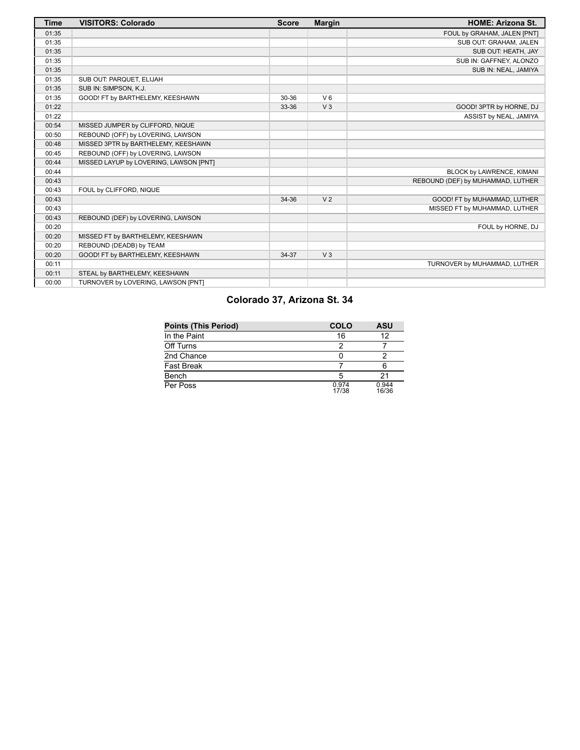| Time | VISITORS: Colorado | Score | Margin | HOME: Arizona St. |
| --- | --- | --- | --- | --- |
| 01:35 | | | | FOUL by GRAHAM, JALEN [PNT] |
| 01:35 | | | | SUB OUT: GRAHAM, JALEN |
| 01:35 | | | | SUB OUT: HEATH, JAY |
| 01:35 | | | | SUB IN: GAFFNEY, ALONZO |
| 01:35 | | | | SUB IN: NEAL, JAMIYA |
| 01:35 | SUB OUT: PARQUET, ELIJAH | | | |
| 01:35 | SUB IN: SIMPSON, K.J. | | | |
| 01:35 | GOOD! FT by BARTHELEMY, KEESHAWN | 30-36 | V 6 | |
| 01:22 | | 33-36 | V 3 | GOOD! 3PTR by HORNE, DJ |
| 01:22 | | | | ASSIST by NEAL, JAMIYA |
| 00:54 | MISSED JUMPER by CLIFFORD, NIQUE | | | |
| 00:50 | REBOUND (OFF) by LOVERING, LAWSON | | | |
| 00:48 | MISSED 3PTR by BARTHELEMY, KEESHAWN | | | |
| 00:45 | REBOUND (OFF) by LOVERING, LAWSON | | | |
| 00:44 | MISSED LAYUP by LOVERING, LAWSON [PNT] | | | |
| 00:44 | | | | BLOCK by LAWRENCE, KIMANI |
| 00:43 | | | | REBOUND (DEF) by MUHAMMAD, LUTHER |
| 00:43 | FOUL by CLIFFORD, NIQUE | | | |
| 00:43 | | 34-36 | V 2 | GOOD! FT by MUHAMMAD, LUTHER |
| 00:43 | | | | MISSED FT by MUHAMMAD, LUTHER |
| 00:43 | REBOUND (DEF) by LOVERING, LAWSON | | | |
| 00:20 | | | | FOUL by HORNE, DJ |
| 00:20 | MISSED FT by BARTHELEMY, KEESHAWN | | | |
| 00:20 | REBOUND (DEADB) by TEAM | | | |
| 00:20 | GOOD! FT by BARTHELEMY, KEESHAWN | 34-37 | V 3 | |
| 00:11 | | | | TURNOVER by MUHAMMAD, LUTHER |
| 00:11 | STEAL by BARTHELEMY, KEESHAWN | | | |
| 00:00 | TURNOVER by LOVERING, LAWSON [PNT] | | | |

## Colorado 37, Arizona St. 34

| Points (This Period) | COLO | ASU |
| --- | --- | --- |
| In the Paint | 16 | 12 |
| Off Turns | 2 | 7 |
| 2nd Chance | 0 | 2 |
| Fast Break | 7 | 6 |
| Bench | 5 | 21 |
| Per Poss | 0.974 17/38 | 0.944 16/36 |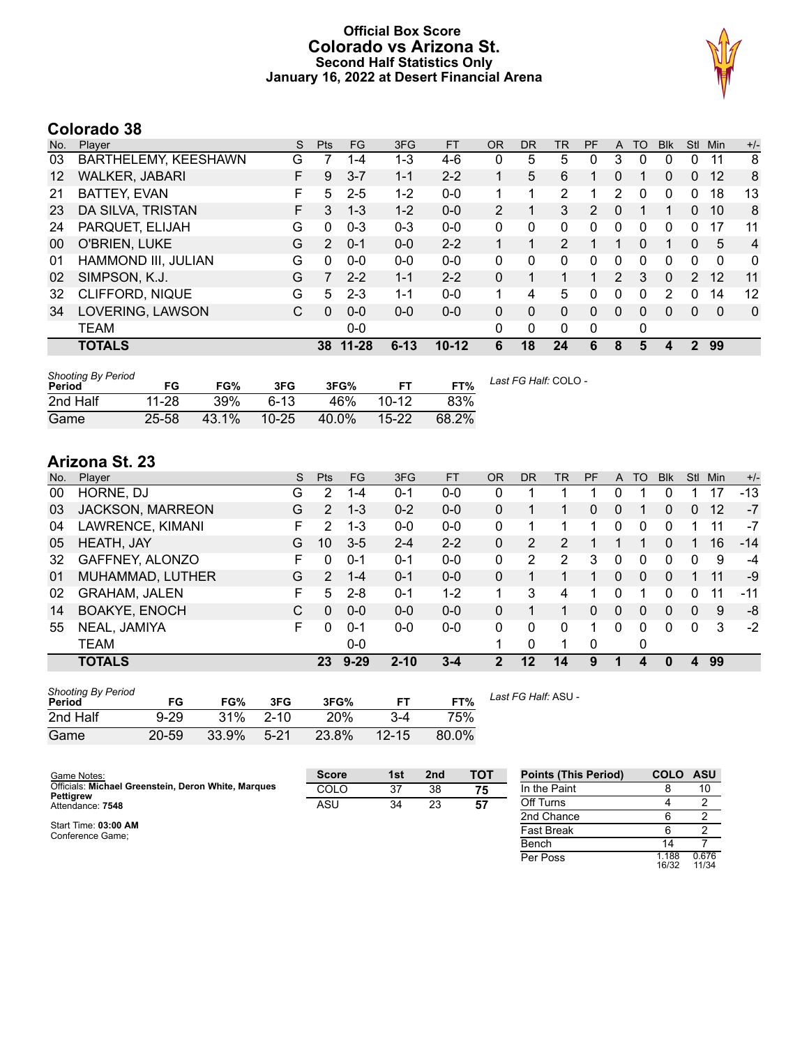# Official Box Score
# Colorado vs Arizona St.
## Second Half Statistics Only
### January 16, 2022 at Desert Financial Arena

## Colorado 38

| No. | Player | S | Pts | FG | 3FG | FT | OR | DR | TR | PF | A | TO | Blk | Stl | Min | +/- |
|---|---|---|---|---|---|---|---|---|---|---|---|---|---|---|---|---|
| 03 | BARTHELEMY, KEESHAWN | G | 7 | 1-4 | 1-3 | 4-6 | 0 | 5 | 5 | 0 | 3 | 0 | 0 | 0 | 11 | 8 |
| 12 | WALKER, JABARI | F | 9 | 3-7 | 1-1 | 2-2 | 1 | 5 | 6 | 1 | 0 | 1 | 0 | 0 | 12 | 8 |
| 21 | BATTEY, EVAN | F | 5 | 2-5 | 1-2 | 0-0 | 1 | 1 | 2 | 1 | 2 | 0 | 0 | 0 | 18 | 13 |
| 23 | DA SILVA, TRISTAN | F | 3 | 1-3 | 1-2 | 0-0 | 2 | 1 | 3 | 2 | 0 | 1 | 1 | 0 | 10 | 8 |
| 24 | PARQUET, ELIJAH | G | 0 | 0-3 | 0-3 | 0-0 | 0 | 0 | 0 | 0 | 0 | 0 | 0 | 0 | 17 | 11 |
| 00 | O'BRIEN, LUKE | G | 2 | 0-1 | 0-0 | 2-2 | 1 | 1 | 2 | 1 | 1 | 0 | 1 | 0 | 5 | 4 |
| 01 | HAMMOND III, JULIAN | G | 0 | 0-0 | 0-0 | 0-0 | 0 | 0 | 0 | 0 | 0 | 0 | 0 | 0 | 0 | 0 |
| 02 | SIMPSON, K.J. | G | 7 | 2-2 | 1-1 | 2-2 | 0 | 1 | 1 | 1 | 2 | 3 | 0 | 2 | 12 | 11 |
| 32 | CLIFFORD, NIQUE | G | 5 | 2-3 | 1-1 | 0-0 | 1 | 4 | 5 | 0 | 0 | 0 | 2 | 0 | 14 | 12 |
| 34 | LOVERING, LAWSON | C | 0 | 0-0 | 0-0 | 0-0 | 0 | 0 | 0 | 0 | 0 | 0 | 0 | 0 | 0 | 0 |
| | TEAM | | | 0-0 | | | 0 | 0 | 0 | 0 | | 0 | | | | |
| | **TOTALS** | | **38** | **11-28** | **6-13** | **10-12** | **6** | **18** | **24** | **6** | **8** | **5** | **4** | **2** | **99** | |

*Shooting By Period*

| Period | FG | FG% | 3FG | 3FG% | FT | FT% |
|---|---|---|---|---|---|---|
| 2nd Half | 11-28 | 39% | 6-13 | 46% | 10-12 | 83% |
| Game | 25-58 | 43.1% | 10-25 | 40.0% | 15-22 | 68.2% |

*Last FG Half:* COLO -

## Arizona St. 23

| No. | Player | S | Pts | FG | 3FG | FT | OR | DR | TR | PF | A | TO | Blk | Stl | Min | +/- |
|---|---|---|---|---|---|---|---|---|---|---|---|---|---|---|---|---|
| 00 | HORNE, DJ | G | 2 | 1-4 | 0-1 | 0-0 | 0 | 1 | 1 | 1 | 0 | 1 | 0 | 1 | 17 | -13 |
| 03 | JACKSON, MARREON | G | 2 | 1-3 | 0-2 | 0-0 | 0 | 1 | 1 | 0 | 0 | 1 | 0 | 0 | 12 | -7 |
| 04 | LAWRENCE, KIMANI | F | 2 | 1-3 | 0-0 | 0-0 | 0 | 1 | 1 | 1 | 0 | 0 | 0 | 1 | 11 | -7 |
| 05 | HEATH, JAY | G | 10 | 3-5 | 2-4 | 2-2 | 0 | 2 | 2 | 1 | 1 | 1 | 0 | 1 | 16 | -14 |
| 32 | GAFFNEY, ALONZO | F | 0 | 0-1 | 0-1 | 0-0 | 0 | 2 | 2 | 3 | 0 | 0 | 0 | 0 | 9 | -4 |
| 01 | MUHAMMAD, LUTHER | G | 2 | 1-4 | 0-1 | 0-0 | 0 | 1 | 1 | 1 | 0 | 0 | 0 | 1 | 11 | -9 |
| 02 | GRAHAM, JALEN | F | 5 | 2-8 | 0-1 | 1-2 | 1 | 3 | 4 | 1 | 0 | 1 | 0 | 0 | 11 | -11 |
| 14 | BOAKYE, ENOCH | C | 0 | 0-0 | 0-0 | 0-0 | 0 | 1 | 1 | 0 | 0 | 0 | 0 | 0 | 9 | -8 |
| 55 | NEAL, JAMIYA | F | 0 | 0-1 | 0-0 | 0-0 | 0 | 0 | 0 | 1 | 0 | 0 | 0 | 0 | 3 | -2 |
| | TEAM | | | 0-0 | | | 1 | 0 | 1 | 0 | | 0 | | | | |
| | **TOTALS** | | **23** | **9-29** | **2-10** | **3-4** | **2** | **12** | **14** | **9** | **1** | **4** | **0** | **4** | **99** | |

*Shooting By Period*

| Period | FG | FG% | 3FG | 3FG% | FT | FT% |
|---|---|---|---|---|---|---|
| 2nd Half | 9-29 | 31% | 2-10 | 20% | 3-4 | 75% |
| Game | 20-59 | 33.9% | 5-21 | 23.8% | 12-15 | 80.0% |

*Last FG Half:* ASU -

Game Notes:
Officials: **Michael Greenstein, Deron White, Marques Pettigrew**
Attendance: **7548**

Start Time: **03:00 AM**
Conference Game;

| Score | 1st | 2nd | TOT |
|---|---|---|---|
| COLO | 37 | 38 | **75** |
| ASU | 34 | 23 | **57** |

| Points (This Period) | COLO | ASU |
|---|---|---|
| In the Paint | 8 | 10 |
| Off Turns | 4 | 2 |
| 2nd Chance | 6 | 2 |
| Fast Break | 6 | 2 |
| Bench | 14 | 7 |
| Per Poss | 1.188 16/32 | 0.676 11/34 |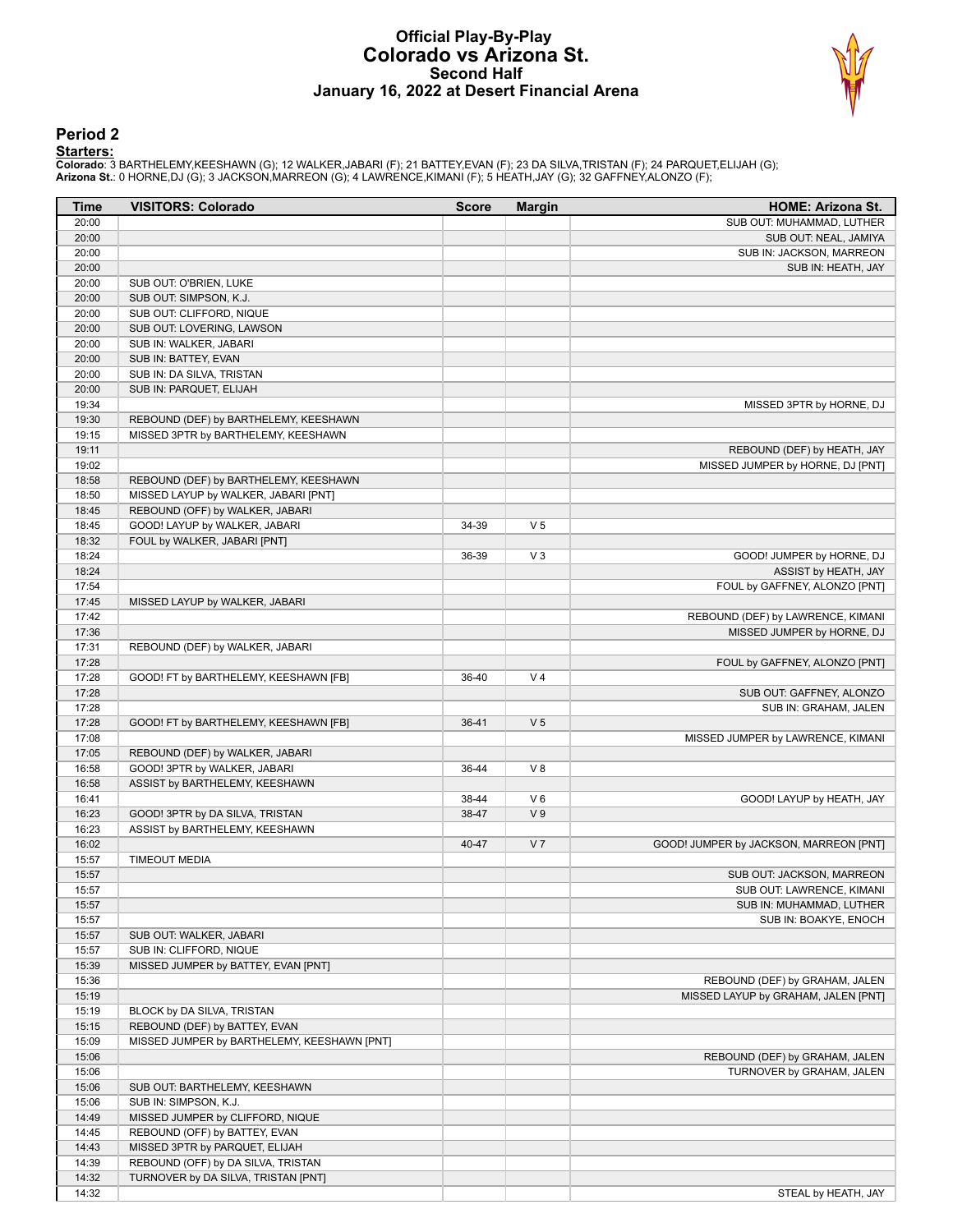# Official Play-By-Play
## Colorado vs Arizona St.
### Second Half
### January 16, 2022 at Desert Financial Arena

## Period 2

**Starters:**

**Colorado**: 3 BARTHELEMY,KEESHAWN (G); 12 WALKER,JABARI (F); 21 BATTEY,EVAN (F); 23 DA SILVA,TRISTAN (F); 24 PARQUET,ELIJAH (G);
**Arizona St.**: 0 HORNE,DJ (G); 3 JACKSON,MARREON (G); 4 LAWRENCE,KIMANI (F); 5 HEATH,JAY (G); 32 GAFFNEY,ALONZO (F);

| Time | VISITORS: Colorado | Score | Margin | HOME: Arizona St. |
|---|---|---|---|---|
| 20:00 | | | | SUB OUT: MUHAMMAD, LUTHER |
| 20:00 | | | | SUB OUT: NEAL, JAMIYA |
| 20:00 | | | | SUB IN: JACKSON, MARREON |
| 20:00 | | | | SUB IN: HEATH, JAY |
| 20:00 | SUB OUT: O'BRIEN, LUKE | | | |
| 20:00 | SUB OUT: SIMPSON, K.J. | | | |
| 20:00 | SUB OUT: CLIFFORD, NIQUE | | | |
| 20:00 | SUB OUT: LOVERING, LAWSON | | | |
| 20:00 | SUB IN: WALKER, JABARI | | | |
| 20:00 | SUB IN: BATTEY, EVAN | | | |
| 20:00 | SUB IN: DA SILVA, TRISTAN | | | |
| 20:00 | SUB IN: PARQUET, ELIJAH | | | |
| 19:34 | | | | MISSED 3PTR by HORNE, DJ |
| 19:30 | REBOUND (DEF) by BARTHELEMY, KEESHAWN | | | |
| 19:15 | MISSED 3PTR by BARTHELEMY, KEESHAWN | | | |
| 19:11 | | | | REBOUND (DEF) by HEATH, JAY |
| 19:02 | | | | MISSED JUMPER by HORNE, DJ [PNT] |
| 18:58 | REBOUND (DEF) by BARTHELEMY, KEESHAWN | | | |
| 18:50 | MISSED LAYUP by WALKER, JABARI [PNT] | | | |
| 18:45 | REBOUND (OFF) by WALKER, JABARI | | | |
| 18:45 | GOOD! LAYUP by WALKER, JABARI | 34-39 | V 5 | |
| 18:32 | FOUL by WALKER, JABARI [PNT] | | | |
| 18:24 | | 36-39 | V 3 | GOOD! JUMPER by HORNE, DJ |
| 18:24 | | | | ASSIST by HEATH, JAY |
| 17:54 | | | | FOUL by GAFFNEY, ALONZO [PNT] |
| 17:45 | MISSED LAYUP by WALKER, JABARI | | | |
| 17:42 | | | | REBOUND (DEF) by LAWRENCE, KIMANI |
| 17:36 | | | | MISSED JUMPER by HORNE, DJ |
| 17:31 | REBOUND (DEF) by WALKER, JABARI | | | |
| 17:28 | | | | FOUL by GAFFNEY, ALONZO [PNT] |
| 17:28 | GOOD! FT by BARTHELEMY, KEESHAWN [FB] | 36-40 | V 4 | |
| 17:28 | | | | SUB OUT: GAFFNEY, ALONZO |
| 17:28 | | | | SUB IN: GRAHAM, JALEN |
| 17:28 | GOOD! FT by BARTHELEMY, KEESHAWN [FB] | 36-41 | V 5 | |
| 17:08 | | | | MISSED JUMPER by LAWRENCE, KIMANI |
| 17:05 | REBOUND (DEF) by WALKER, JABARI | | | |
| 16:58 | GOOD! 3PTR by WALKER, JABARI | 36-44 | V 8 | |
| 16:58 | ASSIST by BARTHELEMY, KEESHAWN | | | |
| 16:41 | | 38-44 | V 6 | GOOD! LAYUP by HEATH, JAY |
| 16:23 | GOOD! 3PTR by DA SILVA, TRISTAN | 38-47 | V 9 | |
| 16:23 | ASSIST by BARTHELEMY, KEESHAWN | | | |
| 16:02 | | 40-47 | V 7 | GOOD! JUMPER by JACKSON, MARREON [PNT] |
| 15:57 | TIMEOUT MEDIA | | | |
| 15:57 | | | | SUB OUT: JACKSON, MARREON |
| 15:57 | | | | SUB OUT: LAWRENCE, KIMANI |
| 15:57 | | | | SUB IN: MUHAMMAD, LUTHER |
| 15:57 | | | | SUB IN: BOAKYE, ENOCH |
| 15:57 | SUB OUT: WALKER, JABARI | | | |
| 15:57 | SUB IN: CLIFFORD, NIQUE | | | |
| 15:39 | MISSED JUMPER by BATTEY, EVAN [PNT] | | | |
| 15:36 | | | | REBOUND (DEF) by GRAHAM, JALEN |
| 15:19 | | | | MISSED LAYUP by GRAHAM, JALEN [PNT] |
| 15:19 | BLOCK by DA SILVA, TRISTAN | | | |
| 15:15 | REBOUND (DEF) by BATTEY, EVAN | | | |
| 15:09 | MISSED JUMPER by BARTHELEMY, KEESHAWN [PNT] | | | |
| 15:06 | | | | REBOUND (DEF) by GRAHAM, JALEN |
| 15:06 | | | | TURNOVER by GRAHAM, JALEN |
| 15:06 | SUB OUT: BARTHELEMY, KEESHAWN | | | |
| 15:06 | SUB IN: SIMPSON, K.J. | | | |
| 14:49 | MISSED JUMPER by CLIFFORD, NIQUE | | | |
| 14:45 | REBOUND (OFF) by BATTEY, EVAN | | | |
| 14:43 | MISSED 3PTR by PARQUET, ELIJAH | | | |
| 14:39 | REBOUND (OFF) by DA SILVA, TRISTAN | | | |
| 14:32 | TURNOVER by DA SILVA, TRISTAN [PNT] | | | |
| 14:32 | | | | STEAL by HEATH, JAY |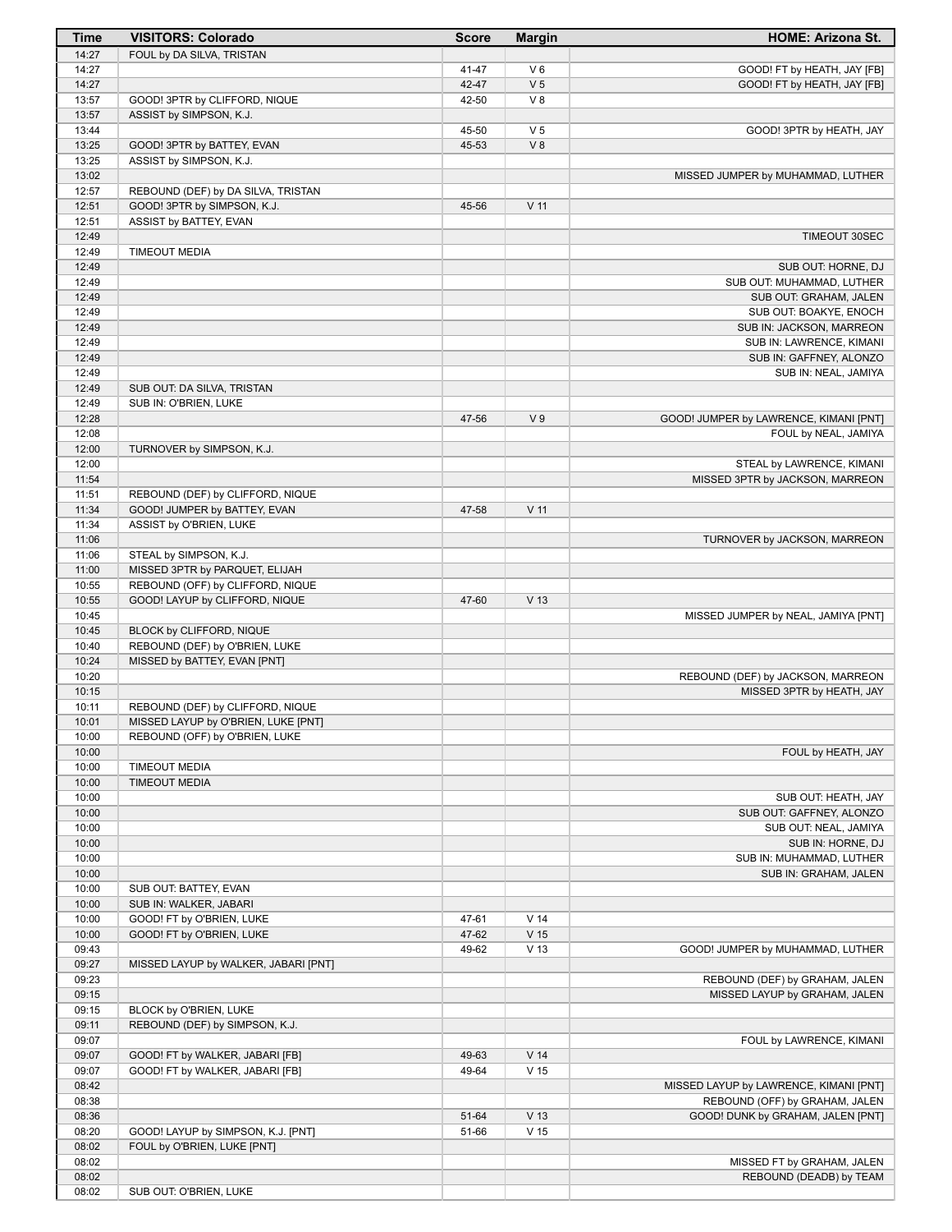| Time | VISITORS: Colorado | Score | Margin | HOME: Arizona St. |
|---|---|---|---|---|
| 14:27 | FOUL by DA SILVA, TRISTAN | | | |
| 14:27 | | 41-47 | V 6 | GOOD! FT by HEATH, JAY [FB] |
| 14:27 | | 42-47 | V 5 | GOOD! FT by HEATH, JAY [FB] |
| 13:57 | GOOD! 3PTR by CLIFFORD, NIQUE | 42-50 | V 8 | |
| 13:57 | ASSIST by SIMPSON, K.J. | | | |
| 13:44 | | 45-50 | V 5 | GOOD! 3PTR by HEATH, JAY |
| 13:25 | GOOD! 3PTR by BATTEY, EVAN | 45-53 | V 8 | |
| 13:25 | ASSIST by SIMPSON, K.J. | | | |
| 13:02 | | | | MISSED JUMPER by MUHAMMAD, LUTHER |
| 12:57 | REBOUND (DEF) by DA SILVA, TRISTAN | | | |
| 12:51 | GOOD! 3PTR by SIMPSON, K.J. | 45-56 | V 11 | |
| 12:51 | ASSIST by BATTEY, EVAN | | | |
| 12:49 | | | | TIMEOUT 30SEC |
| 12:49 | TIMEOUT MEDIA | | | |
| 12:49 | | | | SUB OUT: HORNE, DJ |
| 12:49 | | | | SUB OUT: MUHAMMAD, LUTHER |
| 12:49 | | | | SUB OUT: GRAHAM, JALEN |
| 12:49 | | | | SUB OUT: BOAKYE, ENOCH |
| 12:49 | | | | SUB IN: JACKSON, MARREON |
| 12:49 | | | | SUB IN: LAWRENCE, KIMANI |
| 12:49 | | | | SUB IN: GAFFNEY, ALONZO |
| 12:49 | | | | SUB IN: NEAL, JAMIYA |
| 12:49 | SUB OUT: DA SILVA, TRISTAN | | | |
| 12:49 | SUB IN: O'BRIEN, LUKE | | | |
| 12:28 | | 47-56 | V 9 | GOOD! JUMPER by LAWRENCE, KIMANI [PNT] |
| 12:08 | | | | FOUL by NEAL, JAMIYA |
| 12:00 | TURNOVER by SIMPSON, K.J. | | | |
| 12:00 | | | | STEAL by LAWRENCE, KIMANI |
| 11:54 | | | | MISSED 3PTR by JACKSON, MARREON |
| 11:51 | REBOUND (DEF) by CLIFFORD, NIQUE | | | |
| 11:34 | GOOD! JUMPER by BATTEY, EVAN | 47-58 | V 11 | |
| 11:34 | ASSIST by O'BRIEN, LUKE | | | |
| 11:06 | | | | TURNOVER by JACKSON, MARREON |
| 11:06 | STEAL by SIMPSON, K.J. | | | |
| 11:00 | MISSED 3PTR by PARQUET, ELIJAH | | | |
| 10:55 | REBOUND (OFF) by CLIFFORD, NIQUE | | | |
| 10:55 | GOOD! LAYUP by CLIFFORD, NIQUE | 47-60 | V 13 | |
| 10:45 | | | | MISSED JUMPER by NEAL, JAMIYA [PNT] |
| 10:45 | BLOCK by CLIFFORD, NIQUE | | | |
| 10:40 | REBOUND (DEF) by O'BRIEN, LUKE | | | |
| 10:24 | MISSED by BATTEY, EVAN [PNT] | | | |
| 10:20 | | | | REBOUND (DEF) by JACKSON, MARREON |
| 10:15 | | | | MISSED 3PTR by HEATH, JAY |
| 10:11 | REBOUND (DEF) by CLIFFORD, NIQUE | | | |
| 10:01 | MISSED LAYUP by O'BRIEN, LUKE [PNT] | | | |
| 10:00 | REBOUND (OFF) by O'BRIEN, LUKE | | | |
| 10:00 | | | | FOUL by HEATH, JAY |
| 10:00 | TIMEOUT MEDIA | | | |
| 10:00 | TIMEOUT MEDIA | | | |
| 10:00 | | | | SUB OUT: HEATH, JAY |
| 10:00 | | | | SUB OUT: GAFFNEY, ALONZO |
| 10:00 | | | | SUB OUT: NEAL, JAMIYA |
| 10:00 | | | | SUB IN: HORNE, DJ |
| 10:00 | | | | SUB IN: MUHAMMAD, LUTHER |
| 10:00 | | | | SUB IN: GRAHAM, JALEN |
| 10:00 | SUB OUT: BATTEY, EVAN | | | |
| 10:00 | SUB IN: WALKER, JABARI | | | |
| 10:00 | GOOD! FT by O'BRIEN, LUKE | 47-61 | V 14 | |
| 10:00 | GOOD! FT by O'BRIEN, LUKE | 47-62 | V 15 | |
| 09:43 | | 49-62 | V 13 | GOOD! JUMPER by MUHAMMAD, LUTHER |
| 09:27 | MISSED LAYUP by WALKER, JABARI [PNT] | | | |
| 09:23 | | | | REBOUND (DEF) by GRAHAM, JALEN |
| 09:15 | | | | MISSED LAYUP by GRAHAM, JALEN |
| 09:15 | BLOCK by O'BRIEN, LUKE | | | |
| 09:11 | REBOUND (DEF) by SIMPSON, K.J. | | | |
| 09:07 | | | | FOUL by LAWRENCE, KIMANI |
| 09:07 | GOOD! FT by WALKER, JABARI [FB] | 49-63 | V 14 | |
| 09:07 | GOOD! FT by WALKER, JABARI [FB] | 49-64 | V 15 | |
| 08:42 | | | | MISSED LAYUP by LAWRENCE, KIMANI [PNT] |
| 08:38 | | | | REBOUND (OFF) by GRAHAM, JALEN |
| 08:36 | | 51-64 | V 13 | GOOD! DUNK by GRAHAM, JALEN [PNT] |
| 08:20 | GOOD! LAYUP by SIMPSON, K.J. [PNT] | 51-66 | V 15 | |
| 08:02 | FOUL by O'BRIEN, LUKE [PNT] | | | |
| 08:02 | | | | MISSED FT by GRAHAM, JALEN |
| 08:02 | | | | REBOUND (DEADB) by TEAM |
| 08:02 | SUB OUT: O'BRIEN, LUKE | | | |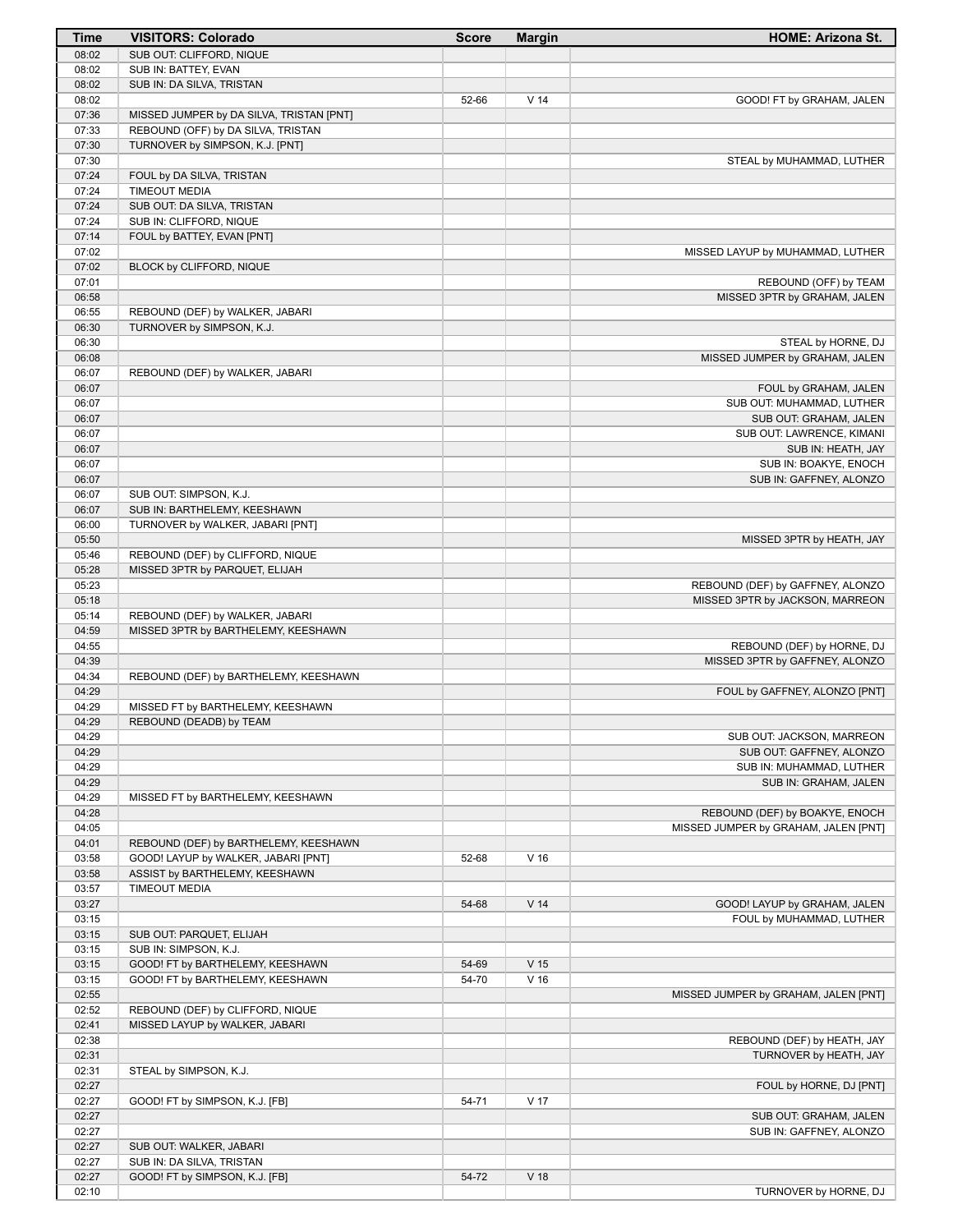| Time | VISITORS: Colorado | Score | Margin | HOME: Arizona St. |
| --- | --- | --- | --- | --- |
| 08:02 | SUB OUT: CLIFFORD, NIQUE | | | |
| 08:02 | SUB IN: BATTEY, EVAN | | | |
| 08:02 | SUB IN: DA SILVA, TRISTAN | | | |
| 08:02 | | 52-66 | V 14 | GOOD! FT by GRAHAM, JALEN |
| 07:36 | MISSED JUMPER by DA SILVA, TRISTAN [PNT] | | | |
| 07:33 | REBOUND (OFF) by DA SILVA, TRISTAN | | | |
| 07:30 | TURNOVER by SIMPSON, K.J. [PNT] | | | |
| 07:30 | | | | STEAL by MUHAMMAD, LUTHER |
| 07:24 | FOUL by DA SILVA, TRISTAN | | | |
| 07:24 | TIMEOUT MEDIA | | | |
| 07:24 | SUB OUT: DA SILVA, TRISTAN | | | |
| 07:24 | SUB IN: CLIFFORD, NIQUE | | | |
| 07:14 | FOUL by BATTEY, EVAN [PNT] | | | |
| 07:02 | | | | MISSED LAYUP by MUHAMMAD, LUTHER |
| 07:02 | BLOCK by CLIFFORD, NIQUE | | | |
| 07:01 | | | | REBOUND (OFF) by TEAM |
| 06:58 | | | | MISSED 3PTR by GRAHAM, JALEN |
| 06:55 | REBOUND (DEF) by WALKER, JABARI | | | |
| 06:30 | TURNOVER by SIMPSON, K.J. | | | |
| 06:30 | | | | STEAL by HORNE, DJ |
| 06:08 | | | | MISSED JUMPER by GRAHAM, JALEN |
| 06:07 | REBOUND (DEF) by WALKER, JABARI | | | |
| 06:07 | | | | FOUL by GRAHAM, JALEN |
| 06:07 | | | | SUB OUT: MUHAMMAD, LUTHER |
| 06:07 | | | | SUB OUT: GRAHAM, JALEN |
| 06:07 | | | | SUB OUT: LAWRENCE, KIMANI |
| 06:07 | | | | SUB IN: HEATH, JAY |
| 06:07 | | | | SUB IN: BOAKYE, ENOCH |
| 06:07 | | | | SUB IN: GAFFNEY, ALONZO |
| 06:07 | SUB OUT: SIMPSON, K.J. | | | |
| 06:07 | SUB IN: BARTHELEMY, KEESHAWN | | | |
| 06:00 | TURNOVER by WALKER, JABARI [PNT] | | | |
| 05:50 | | | | MISSED 3PTR by HEATH, JAY |
| 05:46 | REBOUND (DEF) by CLIFFORD, NIQUE | | | |
| 05:28 | MISSED 3PTR by PARQUET, ELIJAH | | | |
| 05:23 | | | | REBOUND (DEF) by GAFFNEY, ALONZO |
| 05:18 | | | | MISSED 3PTR by JACKSON, MARREON |
| 05:14 | REBOUND (DEF) by WALKER, JABARI | | | |
| 04:59 | MISSED 3PTR by BARTHELEMY, KEESHAWN | | | |
| 04:55 | | | | REBOUND (DEF) by HORNE, DJ |
| 04:39 | | | | MISSED 3PTR by GAFFNEY, ALONZO |
| 04:34 | REBOUND (DEF) by BARTHELEMY, KEESHAWN | | | |
| 04:29 | | | | FOUL by GAFFNEY, ALONZO [PNT] |
| 04:29 | MISSED FT by BARTHELEMY, KEESHAWN | | | |
| 04:29 | REBOUND (DEADB) by TEAM | | | |
| 04:29 | | | | SUB OUT: JACKSON, MARREON |
| 04:29 | | | | SUB OUT: GAFFNEY, ALONZO |
| 04:29 | | | | SUB IN: MUHAMMAD, LUTHER |
| 04:29 | | | | SUB IN: GRAHAM, JALEN |
| 04:29 | MISSED FT by BARTHELEMY, KEESHAWN | | | |
| 04:28 | | | | REBOUND (DEF) by BOAKYE, ENOCH |
| 04:05 | | | | MISSED JUMPER by GRAHAM, JALEN [PNT] |
| 04:01 | REBOUND (DEF) by BARTHELEMY, KEESHAWN | | | |
| 03:58 | GOOD! LAYUP by WALKER, JABARI [PNT] | 52-68 | V 16 | |
| 03:58 | ASSIST by BARTHELEMY, KEESHAWN | | | |
| 03:57 | TIMEOUT MEDIA | | | |
| 03:27 | | 54-68 | V 14 | GOOD! LAYUP by GRAHAM, JALEN |
| 03:15 | | | | FOUL by MUHAMMAD, LUTHER |
| 03:15 | SUB OUT: PARQUET, ELIJAH | | | |
| 03:15 | SUB IN: SIMPSON, K.J. | | | |
| 03:15 | GOOD! FT by BARTHELEMY, KEESHAWN | 54-69 | V 15 | |
| 03:15 | GOOD! FT by BARTHELEMY, KEESHAWN | 54-70 | V 16 | |
| 02:55 | | | | MISSED JUMPER by GRAHAM, JALEN [PNT] |
| 02:52 | REBOUND (DEF) by CLIFFORD, NIQUE | | | |
| 02:41 | MISSED LAYUP by WALKER, JABARI | | | |
| 02:38 | | | | REBOUND (DEF) by HEATH, JAY |
| 02:31 | | | | TURNOVER by HEATH, JAY |
| 02:31 | STEAL by SIMPSON, K.J. | | | |
| 02:27 | | | | FOUL by HORNE, DJ [PNT] |
| 02:27 | GOOD! FT by SIMPSON, K.J. [FB] | 54-71 | V 17 | |
| 02:27 | | | | SUB OUT: GRAHAM, JALEN |
| 02:27 | | | | SUB IN: GAFFNEY, ALONZO |
| 02:27 | SUB OUT: WALKER, JABARI | | | |
| 02:27 | SUB IN: DA SILVA, TRISTAN | | | |
| 02:27 | GOOD! FT by SIMPSON, K.J. [FB] | 54-72 | V 18 | |
| 02:10 | | | | TURNOVER by HORNE, DJ |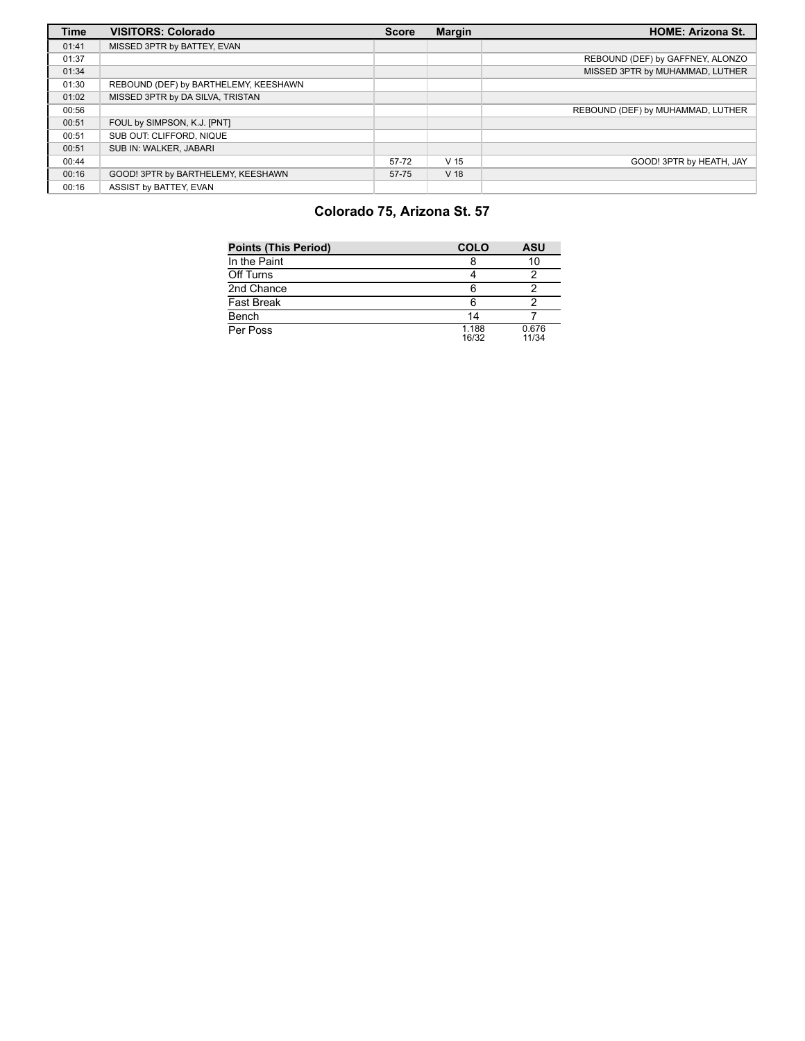| Time | VISITORS: Colorado | Score | Margin | HOME: Arizona St. |
| --- | --- | --- | --- | --- |
| 01:41 | MISSED 3PTR by BATTEY, EVAN | | | |
| 01:37 | | | | REBOUND (DEF) by GAFFNEY, ALONZO |
| 01:34 | | | | MISSED 3PTR by MUHAMMAD, LUTHER |
| 01:30 | REBOUND (DEF) by BARTHELEMY, KEESHAWN | | | |
| 01:02 | MISSED 3PTR by DA SILVA, TRISTAN | | | |
| 00:56 | | | | REBOUND (DEF) by MUHAMMAD, LUTHER |
| 00:51 | FOUL by SIMPSON, K.J. [PNT] | | | |
| 00:51 | SUB OUT: CLIFFORD, NIQUE | | | |
| 00:51 | SUB IN: WALKER, JABARI | | | |
| 00:44 | | 57-72 | V 15 | GOOD! 3PTR by HEATH, JAY |
| 00:16 | GOOD! 3PTR by BARTHELEMY, KEESHAWN | 57-75 | V 18 | |
| 00:16 | ASSIST by BATTEY, EVAN | | | |

## Colorado 75, Arizona St. 57

| Points (This Period) | COLO | ASU |
| --- | --- | --- |
| In the Paint | 8 | 10 |
| Off Turns | 4 | 2 |
| 2nd Chance | 6 | 2 |
| Fast Break | 6 | 2 |
| Bench | 14 | 7 |
| Per Poss | 1.188 16/32 | 0.676 11/34 |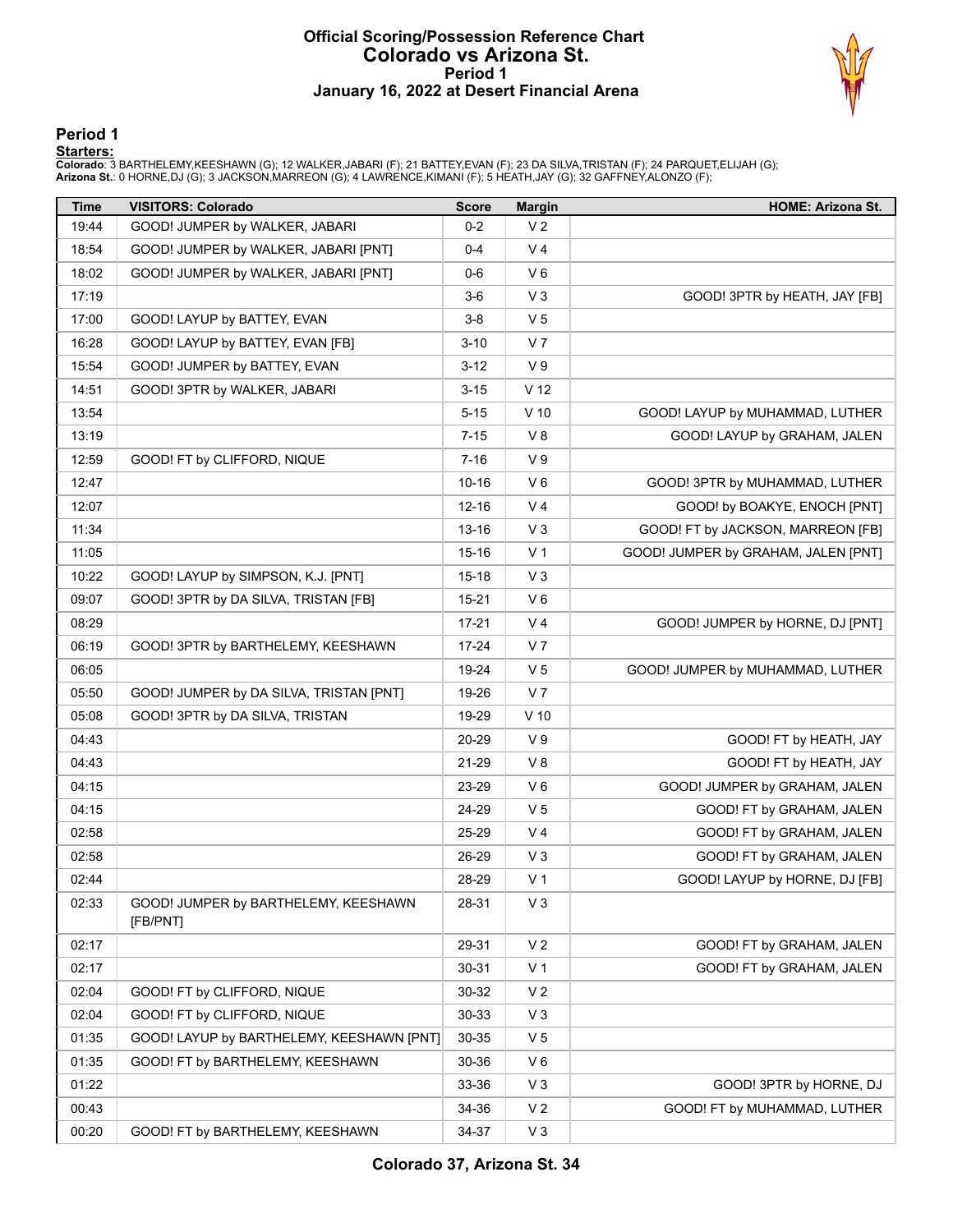# Official Scoring/Possession Reference Chart
# Colorado vs Arizona St.
# Period 1
# January 16, 2022 at Desert Financial Arena

## Period 1

**Starters:**

**Colorado**: 3 BARTHELEMY,KEESHAWN (G); 12 WALKER,JABARI (F); 21 BATTEY,EVAN (F); 23 DA SILVA,TRISTAN (F); 24 PARQUET,ELIJAH (G);
**Arizona St.**: 0 HORNE,DJ (G); 3 JACKSON,MARREON (G); 4 LAWRENCE,KIMANI (F); 5 HEATH,JAY (G); 32 GAFFNEY,ALONZO (F);

| Time | VISITORS: Colorado | Score | Margin | HOME: Arizona St. |
|---|---|---|---|---|
| 19:44 | GOOD! JUMPER by WALKER, JABARI | 0-2 | V 2 | |
| 18:54 | GOOD! JUMPER by WALKER, JABARI [PNT] | 0-4 | V 4 | |
| 18:02 | GOOD! JUMPER by WALKER, JABARI [PNT] | 0-6 | V 6 | |
| 17:19 | | 3-6 | V 3 | GOOD! 3PTR by HEATH, JAY [FB] |
| 17:00 | GOOD! LAYUP by BATTEY, EVAN | 3-8 | V 5 | |
| 16:28 | GOOD! LAYUP by BATTEY, EVAN [FB] | 3-10 | V 7 | |
| 15:54 | GOOD! JUMPER by BATTEY, EVAN | 3-12 | V 9 | |
| 14:51 | GOOD! 3PTR by WALKER, JABARI | 3-15 | V 12 | |
| 13:54 | | 5-15 | V 10 | GOOD! LAYUP by MUHAMMAD, LUTHER |
| 13:19 | | 7-15 | V 8 | GOOD! LAYUP by GRAHAM, JALEN |
| 12:59 | GOOD! FT by CLIFFORD, NIQUE | 7-16 | V 9 | |
| 12:47 | | 10-16 | V 6 | GOOD! 3PTR by MUHAMMAD, LUTHER |
| 12:07 | | 12-16 | V 4 | GOOD! by BOAKYE, ENOCH [PNT] |
| 11:34 | | 13-16 | V 3 | GOOD! FT by JACKSON, MARREON [FB] |
| 11:05 | | 15-16 | V 1 | GOOD! JUMPER by GRAHAM, JALEN [PNT] |
| 10:22 | GOOD! LAYUP by SIMPSON, K.J. [PNT] | 15-18 | V 3 | |
| 09:07 | GOOD! 3PTR by DA SILVA, TRISTAN [FB] | 15-21 | V 6 | |
| 08:29 | | 17-21 | V 4 | GOOD! JUMPER by HORNE, DJ [PNT] |
| 06:19 | GOOD! 3PTR by BARTHELEMY, KEESHAWN | 17-24 | V 7 | |
| 06:05 | | 19-24 | V 5 | GOOD! JUMPER by MUHAMMAD, LUTHER |
| 05:50 | GOOD! JUMPER by DA SILVA, TRISTAN [PNT] | 19-26 | V 7 | |
| 05:08 | GOOD! 3PTR by DA SILVA, TRISTAN | 19-29 | V 10 | |
| 04:43 | | 20-29 | V 9 | GOOD! FT by HEATH, JAY |
| 04:43 | | 21-29 | V 8 | GOOD! FT by HEATH, JAY |
| 04:15 | | 23-29 | V 6 | GOOD! JUMPER by GRAHAM, JALEN |
| 04:15 | | 24-29 | V 5 | GOOD! FT by GRAHAM, JALEN |
| 02:58 | | 25-29 | V 4 | GOOD! FT by GRAHAM, JALEN |
| 02:58 | | 26-29 | V 3 | GOOD! FT by GRAHAM, JALEN |
| 02:44 | | 28-29 | V 1 | GOOD! LAYUP by HORNE, DJ [FB] |
| 02:33 | GOOD! JUMPER by BARTHELEMY, KEESHAWN [FB/PNT] | 28-31 | V 3 | |
| 02:17 | | 29-31 | V 2 | GOOD! FT by GRAHAM, JALEN |
| 02:17 | | 30-31 | V 1 | GOOD! FT by GRAHAM, JALEN |
| 02:04 | GOOD! FT by CLIFFORD, NIQUE | 30-32 | V 2 | |
| 02:04 | GOOD! FT by CLIFFORD, NIQUE | 30-33 | V 3 | |
| 01:35 | GOOD! LAYUP by BARTHELEMY, KEESHAWN [PNT] | 30-35 | V 5 | |
| 01:35 | GOOD! FT by BARTHELEMY, KEESHAWN | 30-36 | V 6 | |
| 01:22 | | 33-36 | V 3 | GOOD! 3PTR by HORNE, DJ |
| 00:43 | | 34-36 | V 2 | GOOD! FT by MUHAMMAD, LUTHER |
| 00:20 | GOOD! FT by BARTHELEMY, KEESHAWN | 34-37 | V 3 | |

**Colorado 37, Arizona St. 34**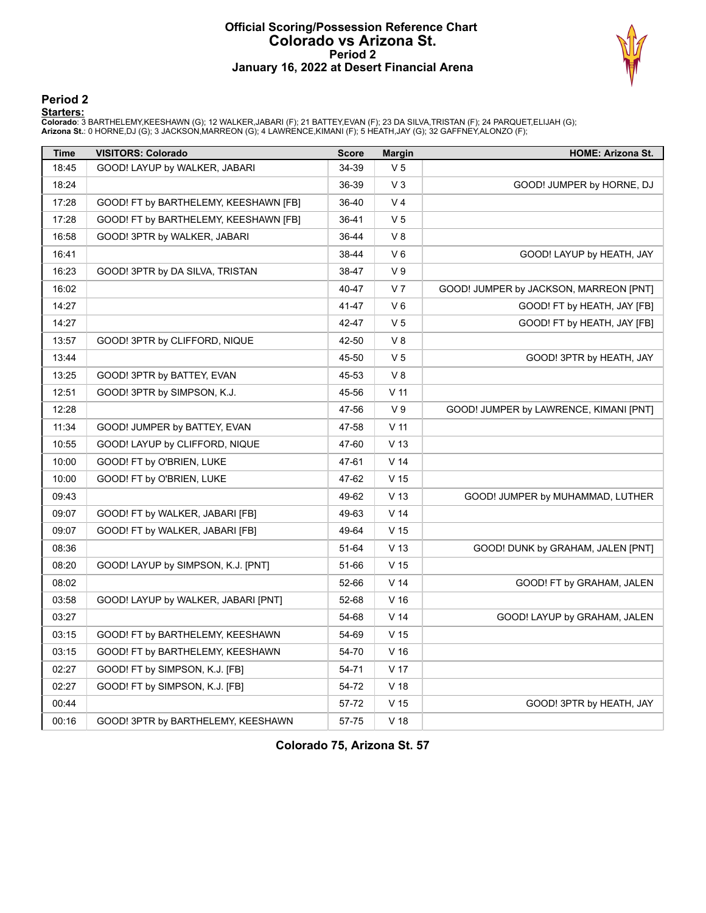# Official Scoring/Possession Reference Chart
# Colorado vs Arizona St.
# Period 2
# January 16, 2022 at Desert Financial Arena

## Period 2

**Starters:**

**Colorado**: 3 BARTHELEMY,KEESHAWN (G); 12 WALKER,JABARI (F); 21 BATTEY,EVAN (F); 23 DA SILVA,TRISTAN (F); 24 PARQUET,ELIJAH (G);
**Arizona St.**: 0 HORNE,DJ (G); 3 JACKSON,MARREON (G); 4 LAWRENCE,KIMANI (F); 5 HEATH,JAY (G); 32 GAFFNEY,ALONZO (F);

| Time | VISITORS: Colorado | Score | Margin | HOME: Arizona St. |
|---|---|---|---|---|
| 18:45 | GOOD! LAYUP by WALKER, JABARI | 34-39 | V 5 | |
| 18:24 | | 36-39 | V 3 | GOOD! JUMPER by HORNE, DJ |
| 17:28 | GOOD! FT by BARTHELEMY, KEESHAWN [FB] | 36-40 | V 4 | |
| 17:28 | GOOD! FT by BARTHELEMY, KEESHAWN [FB] | 36-41 | V 5 | |
| 16:58 | GOOD! 3PTR by WALKER, JABARI | 36-44 | V 8 | |
| 16:41 | | 38-44 | V 6 | GOOD! LAYUP by HEATH, JAY |
| 16:23 | GOOD! 3PTR by DA SILVA, TRISTAN | 38-47 | V 9 | |
| 16:02 | | 40-47 | V 7 | GOOD! JUMPER by JACKSON, MARREON [PNT] |
| 14:27 | | 41-47 | V 6 | GOOD! FT by HEATH, JAY [FB] |
| 14:27 | | 42-47 | V 5 | GOOD! FT by HEATH, JAY [FB] |
| 13:57 | GOOD! 3PTR by CLIFFORD, NIQUE | 42-50 | V 8 | |
| 13:44 | | 45-50 | V 5 | GOOD! 3PTR by HEATH, JAY |
| 13:25 | GOOD! 3PTR by BATTEY, EVAN | 45-53 | V 8 | |
| 12:51 | GOOD! 3PTR by SIMPSON, K.J. | 45-56 | V 11 | |
| 12:28 | | 47-56 | V 9 | GOOD! JUMPER by LAWRENCE, KIMANI [PNT] |
| 11:34 | GOOD! JUMPER by BATTEY, EVAN | 47-58 | V 11 | |
| 10:55 | GOOD! LAYUP by CLIFFORD, NIQUE | 47-60 | V 13 | |
| 10:00 | GOOD! FT by O'BRIEN, LUKE | 47-61 | V 14 | |
| 10:00 | GOOD! FT by O'BRIEN, LUKE | 47-62 | V 15 | |
| 09:43 | | 49-62 | V 13 | GOOD! JUMPER by MUHAMMAD, LUTHER |
| 09:07 | GOOD! FT by WALKER, JABARI [FB] | 49-63 | V 14 | |
| 09:07 | GOOD! FT by WALKER, JABARI [FB] | 49-64 | V 15 | |
| 08:36 | | 51-64 | V 13 | GOOD! DUNK by GRAHAM, JALEN [PNT] |
| 08:20 | GOOD! LAYUP by SIMPSON, K.J. [PNT] | 51-66 | V 15 | |
| 08:02 | | 52-66 | V 14 | GOOD! FT by GRAHAM, JALEN |
| 03:58 | GOOD! LAYUP by WALKER, JABARI [PNT] | 52-68 | V 16 | |
| 03:27 | | 54-68 | V 14 | GOOD! LAYUP by GRAHAM, JALEN |
| 03:15 | GOOD! FT by BARTHELEMY, KEESHAWN | 54-69 | V 15 | |
| 03:15 | GOOD! FT by BARTHELEMY, KEESHAWN | 54-70 | V 16 | |
| 02:27 | GOOD! FT by SIMPSON, K.J. [FB] | 54-71 | V 17 | |
| 02:27 | GOOD! FT by SIMPSON, K.J. [FB] | 54-72 | V 18 | |
| 00:44 | | 57-72 | V 15 | GOOD! 3PTR by HEATH, JAY |
| 00:16 | GOOD! 3PTR by BARTHELEMY, KEESHAWN | 57-75 | V 18 | |

**Colorado 75, Arizona St. 57**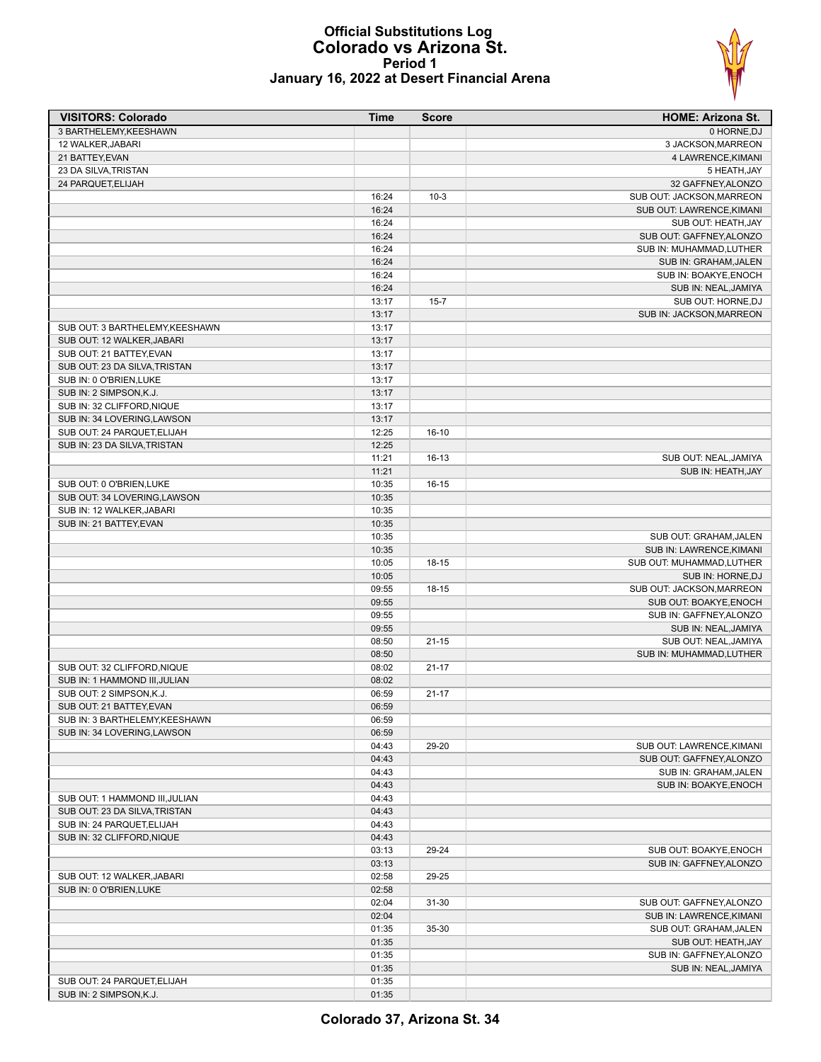# Official Substitutions Log
## Colorado vs Arizona St.
### Period 1
### January 16, 2022 at Desert Financial Arena

| VISITORS: Colorado | Time | Score | HOME: Arizona St. |
|---|---|---|---|
| 3 BARTHELEMY,KEESHAWN | | | 0 HORNE,DJ |
| 12 WALKER,JABARI | | | 3 JACKSON,MARREON |
| 21 BATTEY,EVAN | | | 4 LAWRENCE,KIMANI |
| 23 DA SILVA,TRISTAN | | | 5 HEATH,JAY |
| 24 PARQUET,ELIJAH | | | 32 GAFFNEY,ALONZO |
| | 16:24 | 10-3 | SUB OUT: JACKSON,MARREON |
| | 16:24 | | SUB OUT: LAWRENCE,KIMANI |
| | 16:24 | | SUB OUT: HEATH,JAY |
| | 16:24 | | SUB OUT: GAFFNEY,ALONZO |
| | 16:24 | | SUB IN: MUHAMMAD,LUTHER |
| | 16:24 | | SUB IN: GRAHAM,JALEN |
| | 16:24 | | SUB IN: BOAKYE,ENOCH |
| | 16:24 | | SUB IN: NEAL,JAMIYA |
| | 13:17 | 15-7 | SUB OUT: HORNE,DJ |
| | 13:17 | | SUB IN: JACKSON,MARREON |
| SUB OUT: 3 BARTHELEMY,KEESHAWN | 13:17 | | |
| SUB OUT: 12 WALKER,JABARI | 13:17 | | |
| SUB OUT: 21 BATTEY,EVAN | 13:17 | | |
| SUB OUT: 23 DA SILVA,TRISTAN | 13:17 | | |
| SUB IN: 0 O'BRIEN,LUKE | 13:17 | | |
| SUB IN: 2 SIMPSON,K.J. | 13:17 | | |
| SUB IN: 32 CLIFFORD,NIQUE | 13:17 | | |
| SUB IN: 34 LOVERING,LAWSON | 13:17 | | |
| SUB OUT: 24 PARQUET,ELIJAH | 12:25 | 16-10 | |
| SUB IN: 23 DA SILVA,TRISTAN | 12:25 | | |
| | 11:21 | 16-13 | SUB OUT: NEAL,JAMIYA |
| | 11:21 | | SUB IN: HEATH,JAY |
| SUB OUT: 0 O'BRIEN,LUKE | 10:35 | 16-15 | |
| SUB OUT: 34 LOVERING,LAWSON | 10:35 | | |
| SUB IN: 12 WALKER,JABARI | 10:35 | | |
| SUB IN: 21 BATTEY,EVAN | 10:35 | | |
| | 10:35 | | SUB OUT: GRAHAM,JALEN |
| | 10:35 | | SUB IN: LAWRENCE,KIMANI |
| | 10:05 | 18-15 | SUB OUT: MUHAMMAD,LUTHER |
| | 10:05 | | SUB IN: HORNE,DJ |
| | 09:55 | 18-15 | SUB OUT: JACKSON,MARREON |
| | 09:55 | | SUB OUT: BOAKYE,ENOCH |
| | 09:55 | | SUB IN: GAFFNEY,ALONZO |
| | 09:55 | | SUB IN: NEAL,JAMIYA |
| | 08:50 | 21-15 | SUB OUT: NEAL,JAMIYA |
| | 08:50 | | SUB IN: MUHAMMAD,LUTHER |
| SUB OUT: 32 CLIFFORD,NIQUE | 08:02 | 21-17 | |
| SUB IN: 1 HAMMOND III,JULIAN | 08:02 | | |
| SUB OUT: 2 SIMPSON,K.J. | 06:59 | 21-17 | |
| SUB OUT: 21 BATTEY,EVAN | 06:59 | | |
| SUB IN: 3 BARTHELEMY,KEESHAWN | 06:59 | | |
| SUB IN: 34 LOVERING,LAWSON | 06:59 | | |
| | 04:43 | 29-20 | SUB OUT: LAWRENCE,KIMANI |
| | 04:43 | | SUB OUT: GAFFNEY,ALONZO |
| | 04:43 | | SUB IN: GRAHAM,JALEN |
| | 04:43 | | SUB IN: BOAKYE,ENOCH |
| SUB OUT: 1 HAMMOND III,JULIAN | 04:43 | | |
| SUB OUT: 23 DA SILVA,TRISTAN | 04:43 | | |
| SUB IN: 24 PARQUET,ELIJAH | 04:43 | | |
| SUB IN: 32 CLIFFORD,NIQUE | 04:43 | | |
| | 03:13 | 29-24 | SUB OUT: BOAKYE,ENOCH |
| | 03:13 | | SUB IN: GAFFNEY,ALONZO |
| SUB OUT: 12 WALKER,JABARI | 02:58 | 29-25 | |
| SUB IN: 0 O'BRIEN,LUKE | 02:58 | | |
| | 02:04 | 31-30 | SUB OUT: GAFFNEY,ALONZO |
| | 02:04 | | SUB IN: LAWRENCE,KIMANI |
| | 01:35 | 35-30 | SUB OUT: GRAHAM,JALEN |
| | 01:35 | | SUB OUT: HEATH,JAY |
| | 01:35 | | SUB IN: GAFFNEY,ALONZO |
| | 01:35 | | SUB IN: NEAL,JAMIYA |
| SUB OUT: 24 PARQUET,ELIJAH | 01:35 | | |
| SUB IN: 2 SIMPSON,K.J. | 01:35 | | |

**Colorado 37, Arizona St. 34**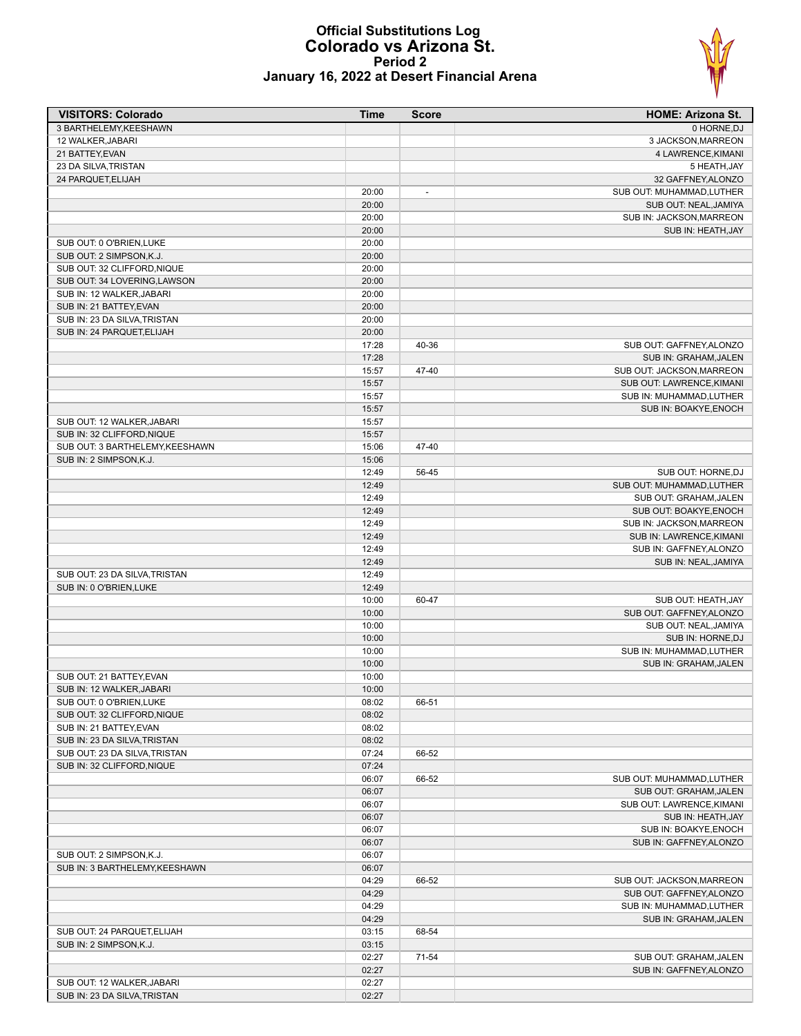# Official Substitutions Log
## Colorado vs Arizona St.
### Period 2
### January 16, 2022 at Desert Financial Arena

| VISITORS: Colorado | Time | Score | HOME: Arizona St. |
|---|---|---|---|
| 3 BARTHELEMY,KEESHAWN | | | 0 HORNE,DJ |
| 12 WALKER,JABARI | | | 3 JACKSON,MARREON |
| 21 BATTEY,EVAN | | | 4 LAWRENCE,KIMANI |
| 23 DA SILVA,TRISTAN | | | 5 HEATH,JAY |
| 24 PARQUET,ELIJAH | | | 32 GAFFNEY,ALONZO |
| | 20:00 | - | SUB OUT: MUHAMMAD,LUTHER |
| | 20:00 | | SUB OUT: NEAL,JAMIYA |
| | 20:00 | | SUB IN: JACKSON,MARREON |
| | 20:00 | | SUB IN: HEATH,JAY |
| SUB OUT: 0 O'BRIEN,LUKE | 20:00 | | |
| SUB OUT: 2 SIMPSON,K.J. | 20:00 | | |
| SUB OUT: 32 CLIFFORD,NIQUE | 20:00 | | |
| SUB OUT: 34 LOVERING,LAWSON | 20:00 | | |
| SUB IN: 12 WALKER,JABARI | 20:00 | | |
| SUB IN: 21 BATTEY,EVAN | 20:00 | | |
| SUB IN: 23 DA SILVA,TRISTAN | 20:00 | | |
| SUB IN: 24 PARQUET,ELIJAH | 20:00 | | |
| | 17:28 | 40-36 | SUB OUT: GAFFNEY,ALONZO |
| | 17:28 | | SUB IN: GRAHAM,JALEN |
| | 15:57 | 47-40 | SUB OUT: JACKSON,MARREON |
| | 15:57 | | SUB OUT: LAWRENCE,KIMANI |
| | 15:57 | | SUB IN: MUHAMMAD,LUTHER |
| | 15:57 | | SUB IN: BOAKYE,ENOCH |
| SUB OUT: 12 WALKER,JABARI | 15:57 | | |
| SUB IN: 32 CLIFFORD,NIQUE | 15:57 | | |
| SUB OUT: 3 BARTHELEMY,KEESHAWN | 15:06 | 47-40 | |
| SUB IN: 2 SIMPSON,K.J. | 15:06 | | |
| | 12:49 | 56-45 | SUB OUT: HORNE,DJ |
| | 12:49 | | SUB OUT: MUHAMMAD,LUTHER |
| | 12:49 | | SUB OUT: GRAHAM,JALEN |
| | 12:49 | | SUB OUT: BOAKYE,ENOCH |
| | 12:49 | | SUB IN: JACKSON,MARREON |
| | 12:49 | | SUB IN: LAWRENCE,KIMANI |
| | 12:49 | | SUB IN: GAFFNEY,ALONZO |
| | 12:49 | | SUB IN: NEAL,JAMIYA |
| SUB OUT: 23 DA SILVA,TRISTAN | 12:49 | | |
| SUB IN: 0 O'BRIEN,LUKE | 12:49 | | |
| | 10:00 | 60-47 | SUB OUT: HEATH,JAY |
| | 10:00 | | SUB OUT: GAFFNEY,ALONZO |
| | 10:00 | | SUB OUT: NEAL,JAMIYA |
| | 10:00 | | SUB IN: HORNE,DJ |
| | 10:00 | | SUB IN: MUHAMMAD,LUTHER |
| | 10:00 | | SUB IN: GRAHAM,JALEN |
| SUB OUT: 21 BATTEY,EVAN | 10:00 | | |
| SUB IN: 12 WALKER,JABARI | 10:00 | | |
| SUB OUT: 0 O'BRIEN,LUKE | 08:02 | 66-51 | |
| SUB OUT: 32 CLIFFORD,NIQUE | 08:02 | | |
| SUB IN: 21 BATTEY,EVAN | 08:02 | | |
| SUB IN: 23 DA SILVA,TRISTAN | 08:02 | | |
| SUB OUT: 23 DA SILVA,TRISTAN | 07:24 | 66-52 | |
| SUB IN: 32 CLIFFORD,NIQUE | 07:24 | | |
| | 06:07 | 66-52 | SUB OUT: MUHAMMAD,LUTHER |
| | 06:07 | | SUB OUT: GRAHAM,JALEN |
| | 06:07 | | SUB OUT: LAWRENCE,KIMANI |
| | 06:07 | | SUB IN: HEATH,JAY |
| | 06:07 | | SUB IN: BOAKYE,ENOCH |
| | 06:07 | | SUB IN: GAFFNEY,ALONZO |
| SUB OUT: 2 SIMPSON,K.J. | 06:07 | | |
| SUB IN: 3 BARTHELEMY,KEESHAWN | 06:07 | | |
| | 04:29 | 66-52 | SUB OUT: JACKSON,MARREON |
| | 04:29 | | SUB OUT: GAFFNEY,ALONZO |
| | 04:29 | | SUB IN: MUHAMMAD,LUTHER |
| | 04:29 | | SUB IN: GRAHAM,JALEN |
| SUB OUT: 24 PARQUET,ELIJAH | 03:15 | 68-54 | |
| SUB IN: 2 SIMPSON,K.J. | 03:15 | | |
| | 02:27 | 71-54 | SUB OUT: GRAHAM,JALEN |
| | 02:27 | | SUB IN: GAFFNEY,ALONZO |
| SUB OUT: 12 WALKER,JABARI | 02:27 | | |
| SUB IN: 23 DA SILVA,TRISTAN | 02:27 | | |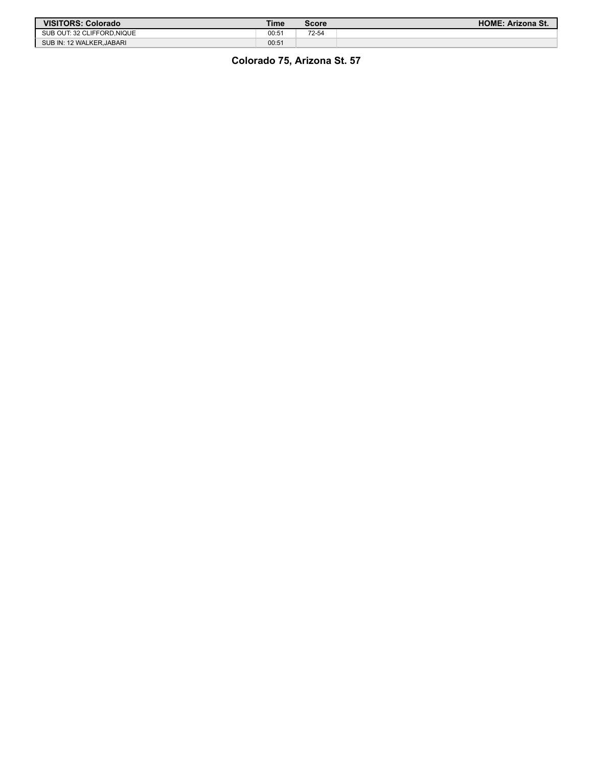| VISITORS: Colorado | Time | Score | HOME: Arizona St. |
| --- | --- | --- | --- |
| SUB OUT: 32 CLIFFORD,NIQUE | 00:51 | 72-54 | |
| SUB IN: 12 WALKER,JABARI | 00:51 | | |

**Colorado 75, Arizona St. 57**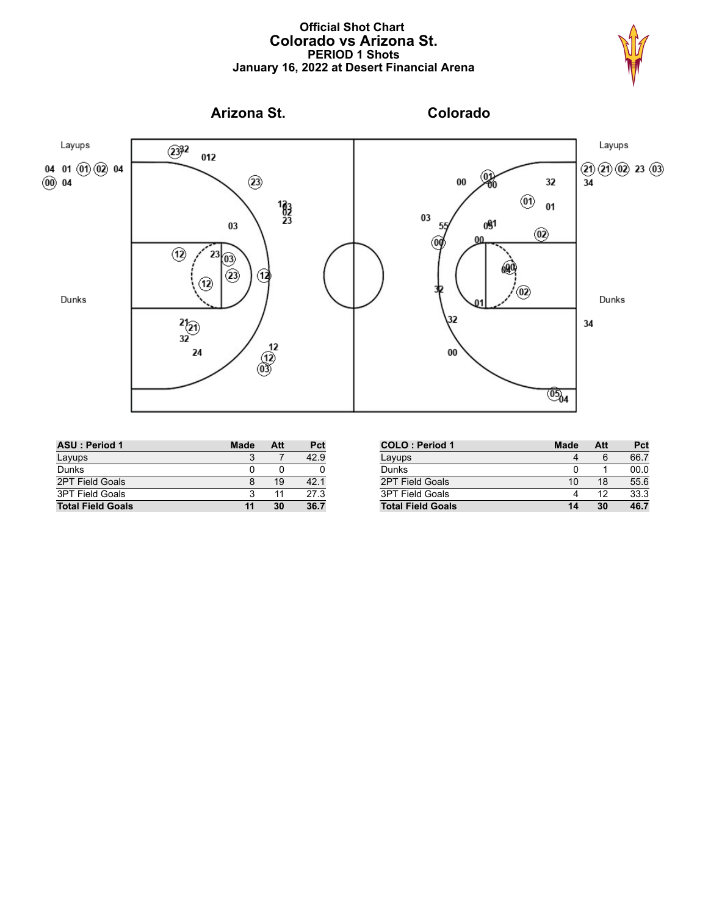# Official Shot Chart
## Colorado vs Arizona St.
### PERIOD 1 Shots
### January 16, 2022 at Desert Financial Arena

**Arizona St.** | **Colorado**

Layups

04 01 (01) (02) 04
(00) 04

Dunks

Layups

(21) (21) (02) 23 (03)
34

Dunks

34

| ASU : Period 1 | Made | Att | Pct |
|---|---|---|---|
| Layups | 3 | 7 | 42.9 |
| Dunks | 0 | 0 | 0 |
| 2PT Field Goals | 8 | 19 | 42.1 |
| 3PT Field Goals | 3 | 11 | 27.3 |
| **Total Field Goals** | **11** | **30** | **36.7** |

| COLO : Period 1 | Made | Att | Pct |
|---|---|---|---|
| Layups | 4 | 6 | 66.7 |
| Dunks | 0 | 1 | 00.0 |
| 2PT Field Goals | 10 | 18 | 55.6 |
| 3PT Field Goals | 4 | 12 | 33.3 |
| **Total Field Goals** | **14** | **30** | **46.7** |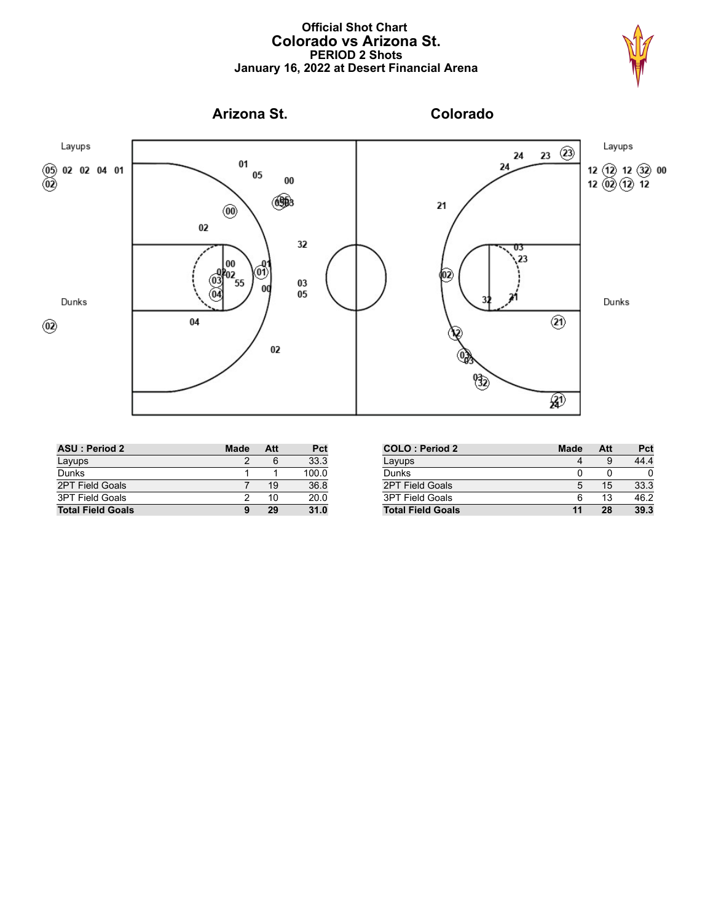# Official Shot Chart
## Colorado vs Arizona St.
### PERIOD 2 Shots
### January 16, 2022 at Desert Financial Arena

**Arizona St.** — **Colorado**

| ASU : Period 2 | Made | Att | Pct |
|---|---|---|---|
| Layups | 2 | 6 | 33.3 |
| Dunks | 1 | 1 | 100.0 |
| 2PT Field Goals | 7 | 19 | 36.8 |
| 3PT Field Goals | 2 | 10 | 20.0 |
| **Total Field Goals** | **9** | **29** | **31.0** |

| COLO : Period 2 | Made | Att | Pct |
|---|---|---|---|
| Layups | 4 | 9 | 44.4 |
| Dunks | 0 | 0 | 0 |
| 2PT Field Goals | 5 | 15 | 33.3 |
| 3PT Field Goals | 6 | 13 | 46.2 |
| **Total Field Goals** | **11** | **28** | **39.3** |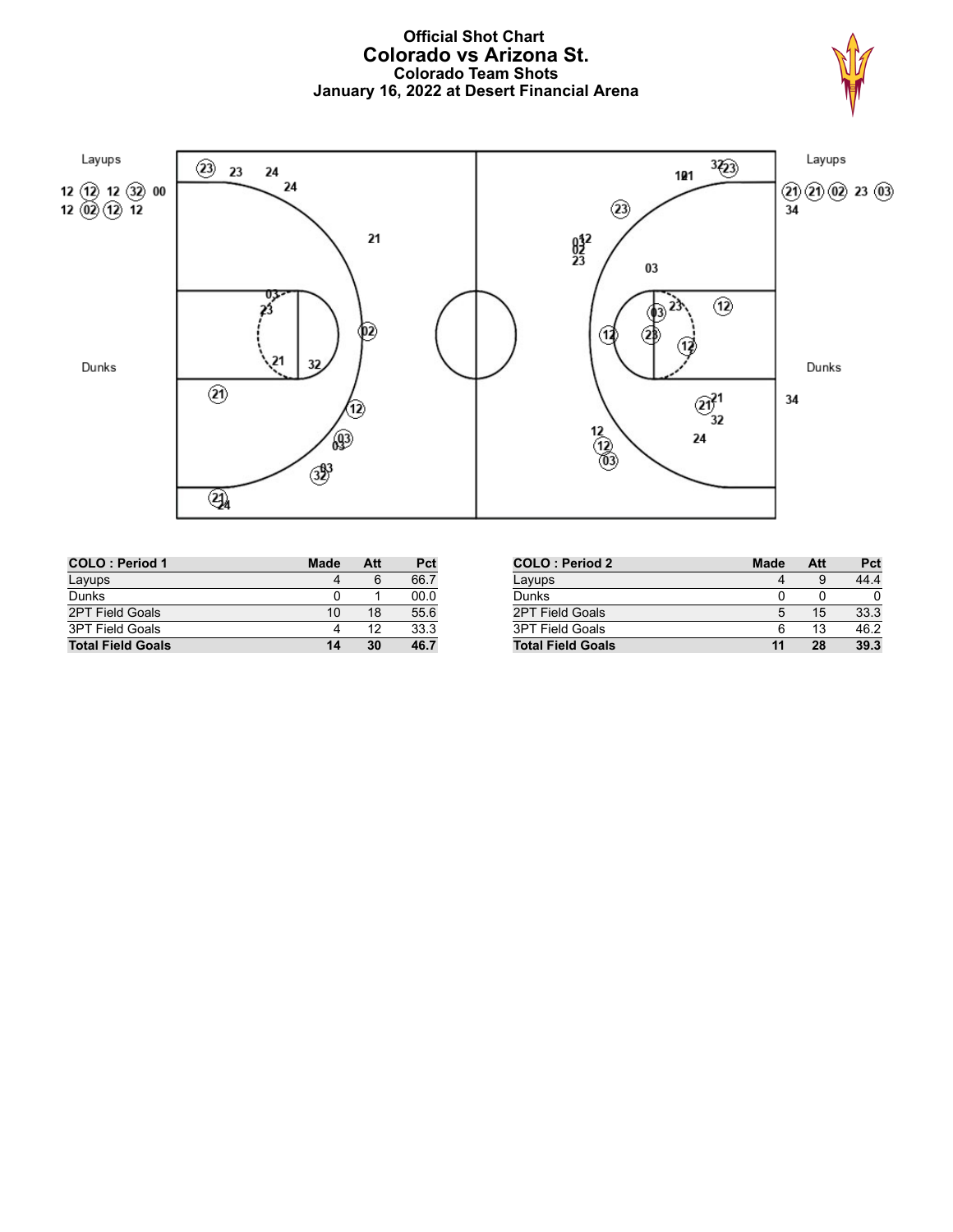# Official Shot Chart
## Colorado vs Arizona St.
### Colorado Team Shots
### January 16, 2022 at Desert Financial Arena

Layups

12 (12) 12 (32) 00
12 (02) (12) 12

Dunks

Layups

(21) (21) (02) 23 (03)
34

Dunks

34

| COLO : Period 1 | Made | Att | Pct |
| --- | --- | --- | --- |
| Layups | 4 | 6 | 66.7 |
| Dunks | 0 | 1 | 00.0 |
| 2PT Field Goals | 10 | 18 | 55.6 |
| 3PT Field Goals | 4 | 12 | 33.3 |
| **Total Field Goals** | **14** | **30** | **46.7** |

| COLO : Period 2 | Made | Att | Pct |
| --- | --- | --- | --- |
| Layups | 4 | 9 | 44.4 |
| Dunks | 0 | 0 | 0 |
| 2PT Field Goals | 5 | 15 | 33.3 |
| 3PT Field Goals | 6 | 13 | 46.2 |
| **Total Field Goals** | **11** | **28** | **39.3** |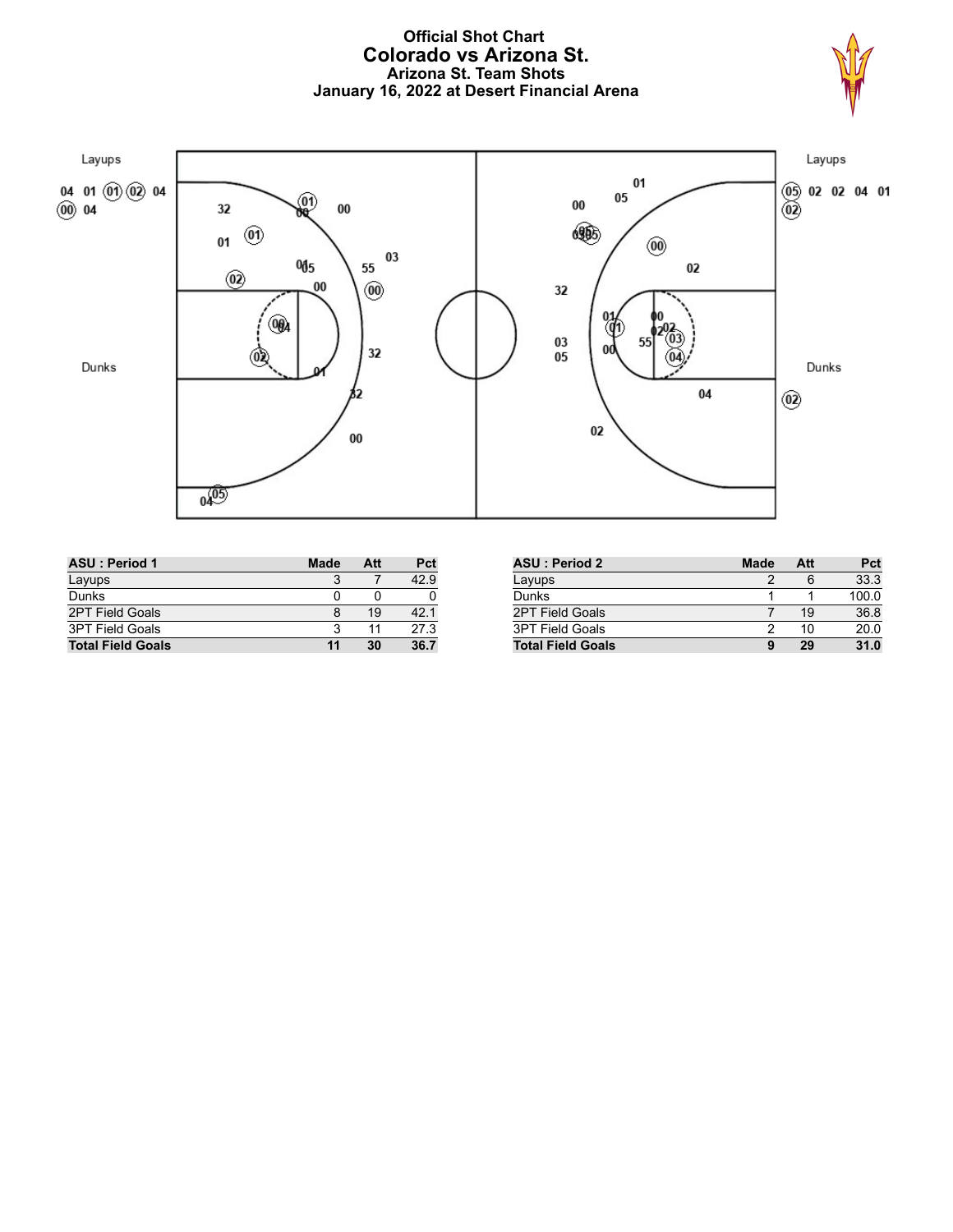# Official Shot Chart
## Colorado vs Arizona St.
### Arizona St. Team Shots
### January 16, 2022 at Desert Financial Arena

Layups

Dunks

Layups

Dunks

| ASU : Period 1 | Made | Att | Pct |
|---|---|---|---|
| Layups | 3 | 7 | 42.9 |
| Dunks | 0 | 0 | 0 |
| 2PT Field Goals | 8 | 19 | 42.1 |
| 3PT Field Goals | 3 | 11 | 27.3 |
| **Total Field Goals** | **11** | **30** | **36.7** |

| ASU : Period 2 | Made | Att | Pct |
|---|---|---|---|
| Layups | 2 | 6 | 33.3 |
| Dunks | 1 | 1 | 100.0 |
| 2PT Field Goals | 7 | 19 | 36.8 |
| 3PT Field Goals | 2 | 10 | 20.0 |
| **Total Field Goals** | **9** | **29** | **31.0** |